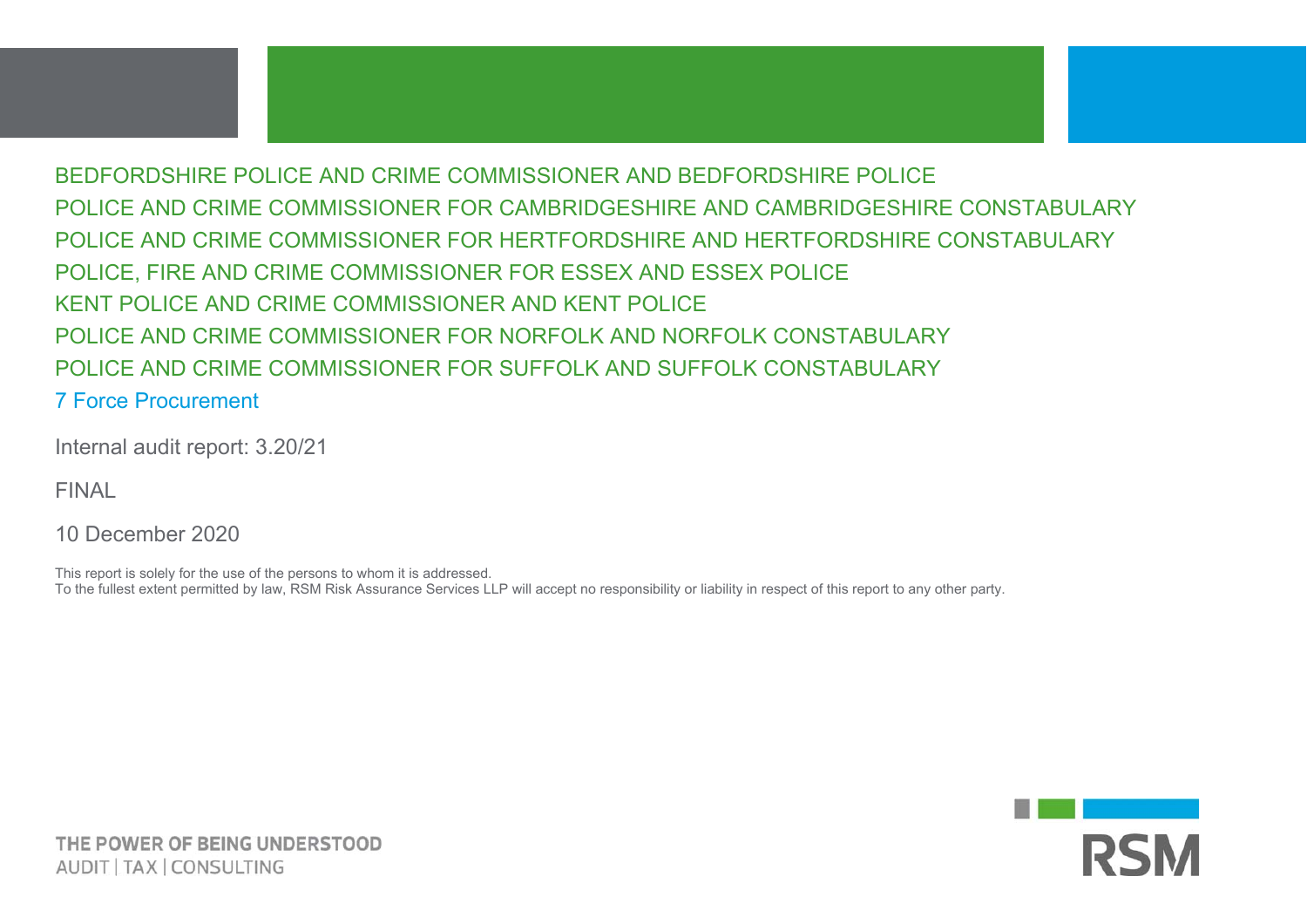BEDFORDSHIRE POLICE AND CRIME COMMISSIONER AND BEDFORDSHIRE POLICE

POLICE AND CRIME COMMISSIONER FOR CAMBRIDGESHIRE AND CAMBRIDGESHIRE CONSTABULARY

POLICE AND CRIME COMMISSIONER FOR HERTFORDSHIRE AND HERTFORDSHIRE CONSTABULARY

POLICE, FIRE AND CRIME COMMISSIONER FOR ESSEX AND ESSEX POLICE

KENT POLICE AND CRIME COMMISSIONER AND KENT POLICE

POLICE AND CRIME COMMISSIONER FOR NORFOLK AND NORFOLK CONSTABULARY

POLICE AND CRIME COMMISSIONER FOR SUFFOLK AND SUFFOLK CONSTABULARY

# 7 Force Procurement

Internal audit report: 3.20/21

FINAL

10 December 2020

This report is solely for the use of the persons to whom it is addressed.
To the fullest extent permitted by law, RSM Risk Assurance Services LLP will accept no responsibility or liability in respect of this report to any other party.

THE POWER OF BEING UNDERSTOOD
AUDIT | TAX | CONSULTING

RSM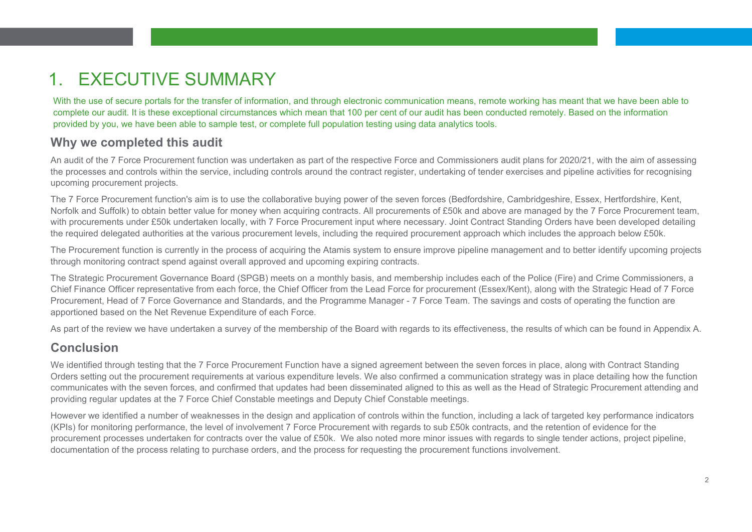# 1. EXECUTIVE SUMMARY

With the use of secure portals for the transfer of information, and through electronic communication means, remote working has meant that we have been able to complete our audit. It is these exceptional circumstances which mean that 100 per cent of our audit has been conducted remotely. Based on the information provided by you, we have been able to sample test, or complete full population testing using data analytics tools.

## Why we completed this audit

An audit of the 7 Force Procurement function was undertaken as part of the respective Force and Commissioners audit plans for 2020/21, with the aim of assessing the processes and controls within the service, including controls around the contract register, undertaking of tender exercises and pipeline activities for recognising upcoming procurement projects.

The 7 Force Procurement function's aim is to use the collaborative buying power of the seven forces (Bedfordshire, Cambridgeshire, Essex, Hertfordshire, Kent, Norfolk and Suffolk) to obtain better value for money when acquiring contracts. All procurements of £50k and above are managed by the 7 Force Procurement team, with procurements under £50k undertaken locally, with 7 Force Procurement input where necessary. Joint Contract Standing Orders have been developed detailing the required delegated authorities at the various procurement levels, including the required procurement approach which includes the approach below £50k.

The Procurement function is currently in the process of acquiring the Atamis system to ensure improve pipeline management and to better identify upcoming projects through monitoring contract spend against overall approved and upcoming expiring contracts.

The Strategic Procurement Governance Board (SPGB) meets on a monthly basis, and membership includes each of the Police (Fire) and Crime Commissioners, a Chief Finance Officer representative from each force, the Chief Officer from the Lead Force for procurement (Essex/Kent), along with the Strategic Head of 7 Force Procurement, Head of 7 Force Governance and Standards, and the Programme Manager - 7 Force Team. The savings and costs of operating the function are apportioned based on the Net Revenue Expenditure of each Force.

As part of the review we have undertaken a survey of the membership of the Board with regards to its effectiveness, the results of which can be found in Appendix A.

## Conclusion

We identified through testing that the 7 Force Procurement Function have a signed agreement between the seven forces in place, along with Contract Standing Orders setting out the procurement requirements at various expenditure levels. We also confirmed a communication strategy was in place detailing how the function communicates with the seven forces, and confirmed that updates had been disseminated aligned to this as well as the Head of Strategic Procurement attending and providing regular updates at the 7 Force Chief Constable meetings and Deputy Chief Constable meetings.

However we identified a number of weaknesses in the design and application of controls within the function, including a lack of targeted key performance indicators (KPIs) for monitoring performance, the level of involvement 7 Force Procurement with regards to sub £50k contracts, and the retention of evidence for the procurement processes undertaken for contracts over the value of £50k. We also noted more minor issues with regards to single tender actions, project pipeline, documentation of the process relating to purchase orders, and the process for requesting the procurement functions involvement.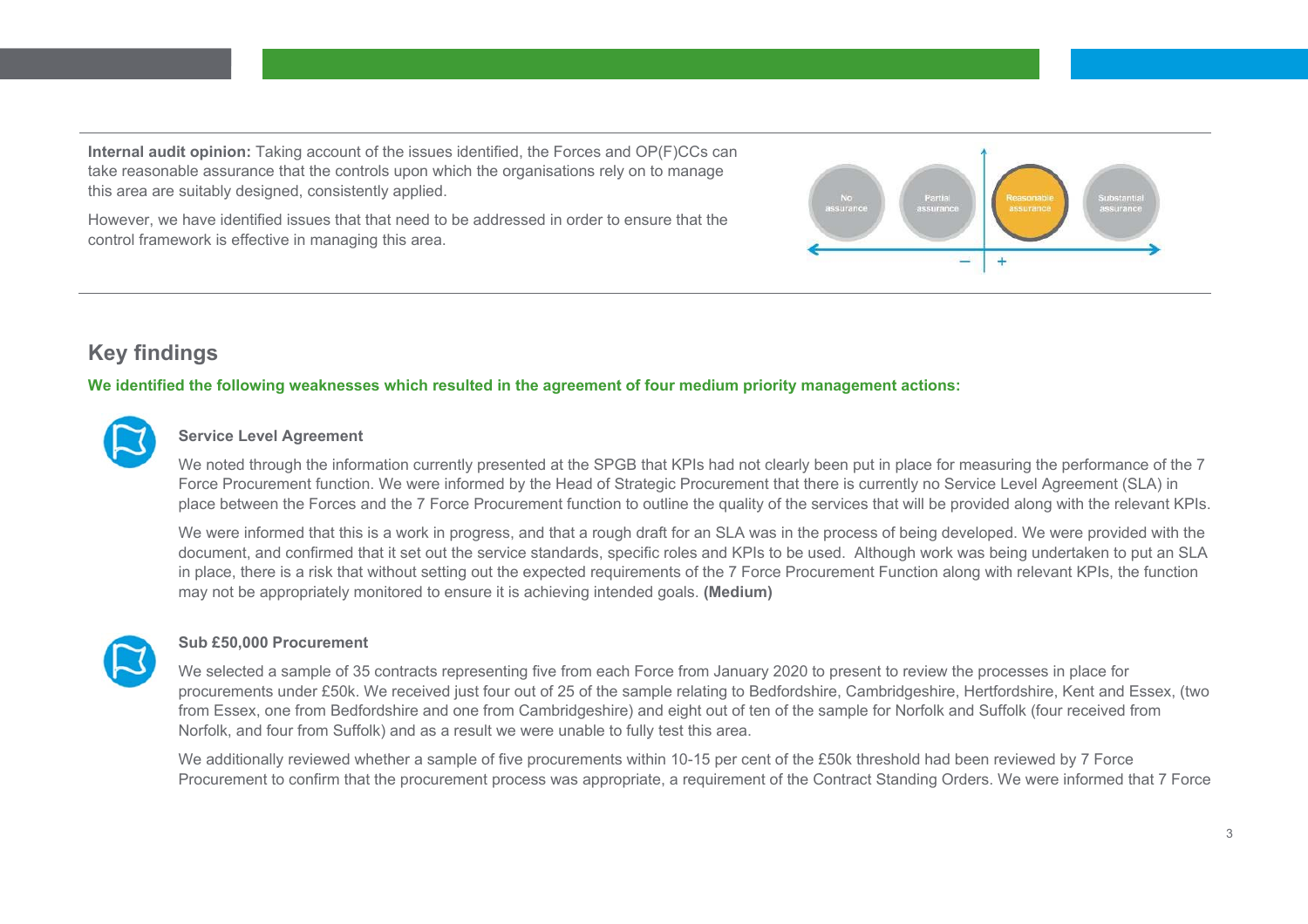**Internal audit opinion:** Taking account of the issues identified, the Forces and OP(F)CCs can take reasonable assurance that the controls upon which the organisations rely on to manage this area are suitably designed, consistently applied.

However, we have identified issues that that need to be addressed in order to ensure that the control framework is effective in managing this area.

No assurance | Partial assurance | **Reasonable assurance** | Substantial assurance

## Key findings

**We identified the following weaknesses which resulted in the agreement of four medium priority management actions:**

### Service Level Agreement

We noted through the information currently presented at the SPGB that KPIs had not clearly been put in place for measuring the performance of the 7 Force Procurement function. We were informed by the Head of Strategic Procurement that there is currently no Service Level Agreement (SLA) in place between the Forces and the 7 Force Procurement function to outline the quality of the services that will be provided along with the relevant KPIs.

We were informed that this is a work in progress, and that a rough draft for an SLA was in the process of being developed. We were provided with the document, and confirmed that it set out the service standards, specific roles and KPIs to be used. Although work was being undertaken to put an SLA in place, there is a risk that without setting out the expected requirements of the 7 Force Procurement Function along with relevant KPIs, the function may not be appropriately monitored to ensure it is achieving intended goals. **(Medium)**

### Sub £50,000 Procurement

We selected a sample of 35 contracts representing five from each Force from January 2020 to present to review the processes in place for procurements under £50k. We received just four out of 25 of the sample relating to Bedfordshire, Cambridgeshire, Hertfordshire, Kent and Essex, (two from Essex, one from Bedfordshire and one from Cambridgeshire) and eight out of ten of the sample for Norfolk and Suffolk (four received from Norfolk, and four from Suffolk) and as a result we were unable to fully test this area.

We additionally reviewed whether a sample of five procurements within 10-15 per cent of the £50k threshold had been reviewed by 7 Force Procurement to confirm that the procurement process was appropriate, a requirement of the Contract Standing Orders. We were informed that 7 Force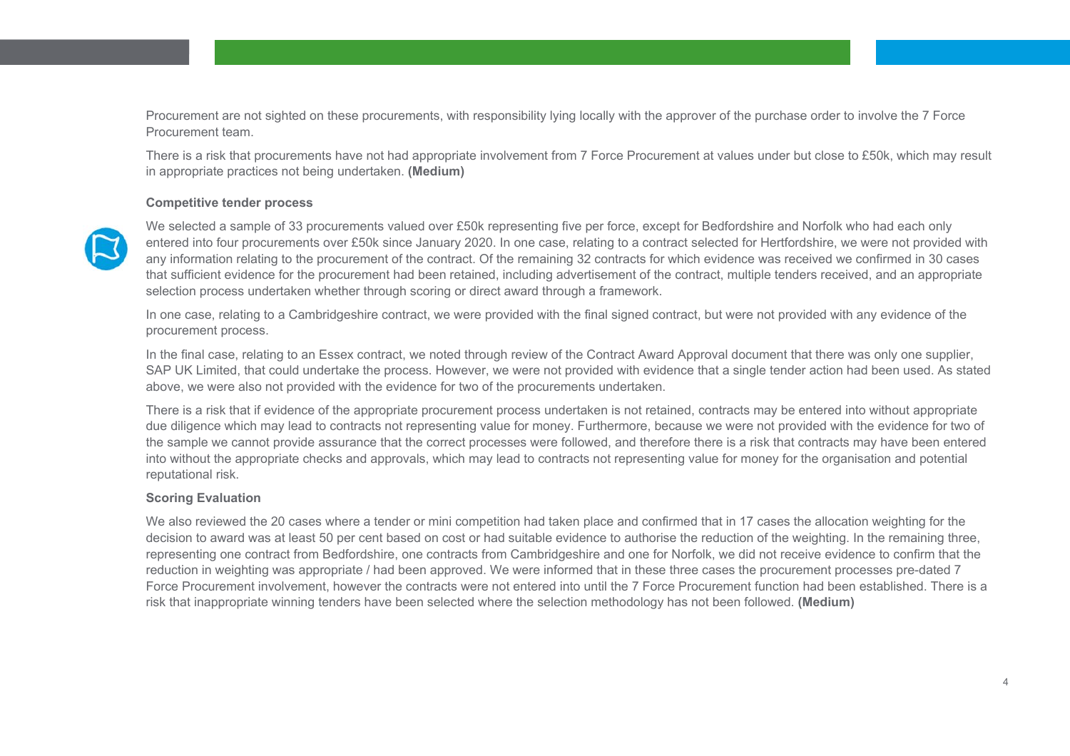Procurement are not sighted on these procurements, with responsibility lying locally with the approver of the purchase order to involve the 7 Force Procurement team.

There is a risk that procurements have not had appropriate involvement from 7 Force Procurement at values under but close to £50k, which may result in appropriate practices not being undertaken. **(Medium)**

**Competitive tender process**

We selected a sample of 33 procurements valued over £50k representing five per force, except for Bedfordshire and Norfolk who had each only entered into four procurements over £50k since January 2020. In one case, relating to a contract selected for Hertfordshire, we were not provided with any information relating to the procurement of the contract. Of the remaining 32 contracts for which evidence was received we confirmed in 30 cases that sufficient evidence for the procurement had been retained, including advertisement of the contract, multiple tenders received, and an appropriate selection process undertaken whether through scoring or direct award through a framework.

In one case, relating to a Cambridgeshire contract, we were provided with the final signed contract, but were not provided with any evidence of the procurement process.

In the final case, relating to an Essex contract, we noted through review of the Contract Award Approval document that there was only one supplier, SAP UK Limited, that could undertake the process. However, we were not provided with evidence that a single tender action had been used. As stated above, we were also not provided with the evidence for two of the procurements undertaken.

There is a risk that if evidence of the appropriate procurement process undertaken is not retained, contracts may be entered into without appropriate due diligence which may lead to contracts not representing value for money. Furthermore, because we were not provided with the evidence for two of the sample we cannot provide assurance that the correct processes were followed, and therefore there is a risk that contracts may have been entered into without the appropriate checks and approvals, which may lead to contracts not representing value for money for the organisation and potential reputational risk.

**Scoring Evaluation**

We also reviewed the 20 cases where a tender or mini competition had taken place and confirmed that in 17 cases the allocation weighting for the decision to award was at least 50 per cent based on cost or had suitable evidence to authorise the reduction of the weighting. In the remaining three, representing one contract from Bedfordshire, one contracts from Cambridgeshire and one for Norfolk, we did not receive evidence to confirm that the reduction in weighting was appropriate / had been approved. We were informed that in these three cases the procurement processes pre-dated 7 Force Procurement involvement, however the contracts were not entered into until the 7 Force Procurement function had been established. There is a risk that inappropriate winning tenders have been selected where the selection methodology has not been followed. **(Medium)**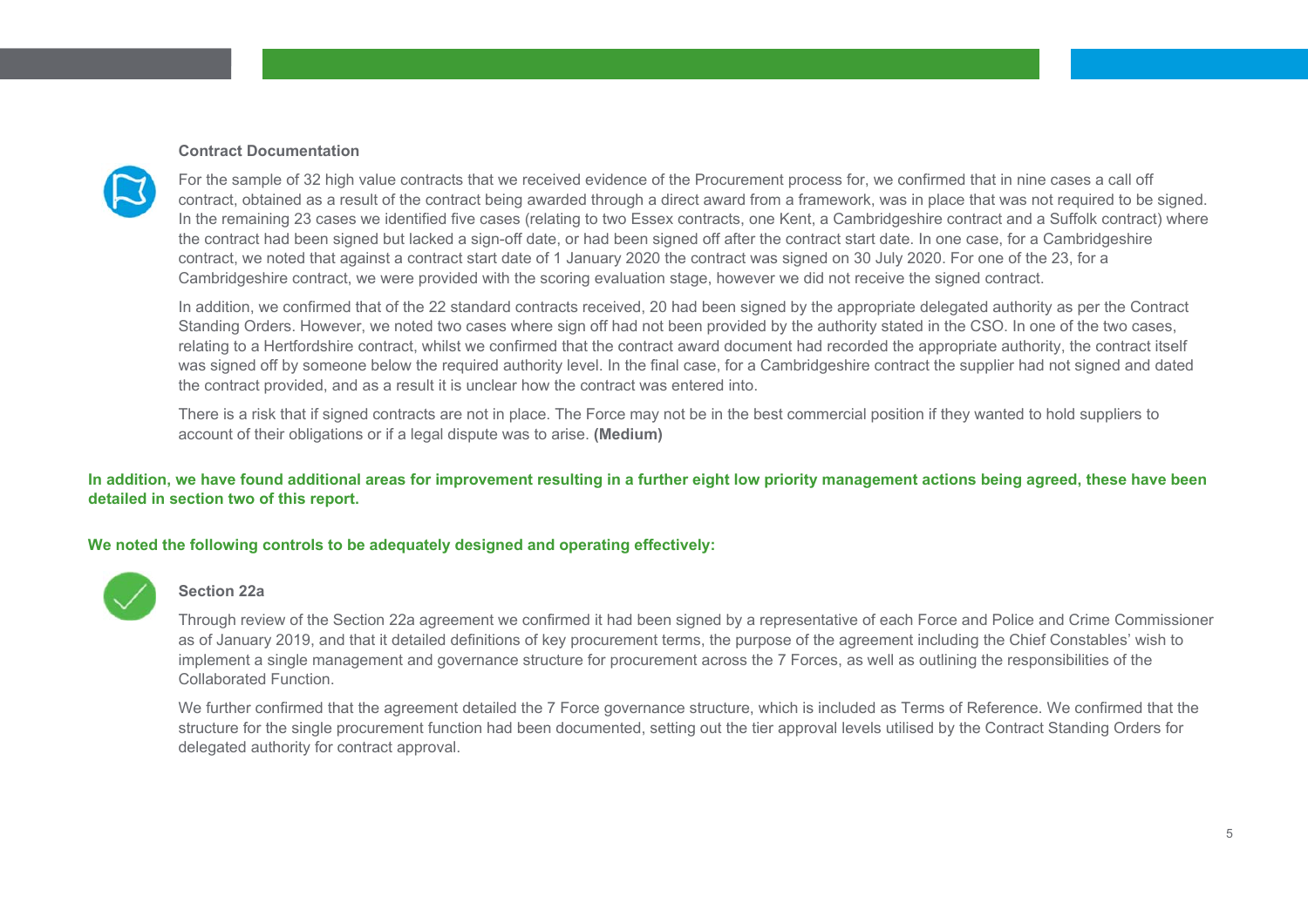### Contract Documentation

For the sample of 32 high value contracts that we received evidence of the Procurement process for, we confirmed that in nine cases a call off contract, obtained as a result of the contract being awarded through a direct award from a framework, was in place that was not required to be signed. In the remaining 23 cases we identified five cases (relating to two Essex contracts, one Kent, a Cambridgeshire contract and a Suffolk contract) where the contract had been signed but lacked a sign-off date, or had been signed off after the contract start date. In one case, for a Cambridgeshire contract, we noted that against a contract start date of 1 January 2020 the contract was signed on 30 July 2020. For one of the 23, for a Cambridgeshire contract, we were provided with the scoring evaluation stage, however we did not receive the signed contract.

In addition, we confirmed that of the 22 standard contracts received, 20 had been signed by the appropriate delegated authority as per the Contract Standing Orders. However, we noted two cases where sign off had not been provided by the authority stated in the CSO. In one of the two cases, relating to a Hertfordshire contract, whilst we confirmed that the contract award document had recorded the appropriate authority, the contract itself was signed off by someone below the required authority level. In the final case, for a Cambridgeshire contract the supplier had not signed and dated the contract provided, and as a result it is unclear how the contract was entered into.

There is a risk that if signed contracts are not in place. The Force may not be in the best commercial position if they wanted to hold suppliers to account of their obligations or if a legal dispute was to arise. **(Medium)**

**In addition, we have found additional areas for improvement resulting in a further eight low priority management actions being agreed, these have been detailed in section two of this report.**

**We noted the following controls to be adequately designed and operating effectively:**

### Section 22a

Through review of the Section 22a agreement we confirmed it had been signed by a representative of each Force and Police and Crime Commissioner as of January 2019, and that it detailed definitions of key procurement terms, the purpose of the agreement including the Chief Constables' wish to implement a single management and governance structure for procurement across the 7 Forces, as well as outlining the responsibilities of the Collaborated Function.

We further confirmed that the agreement detailed the 7 Force governance structure, which is included as Terms of Reference. We confirmed that the structure for the single procurement function had been documented, setting out the tier approval levels utilised by the Contract Standing Orders for delegated authority for contract approval.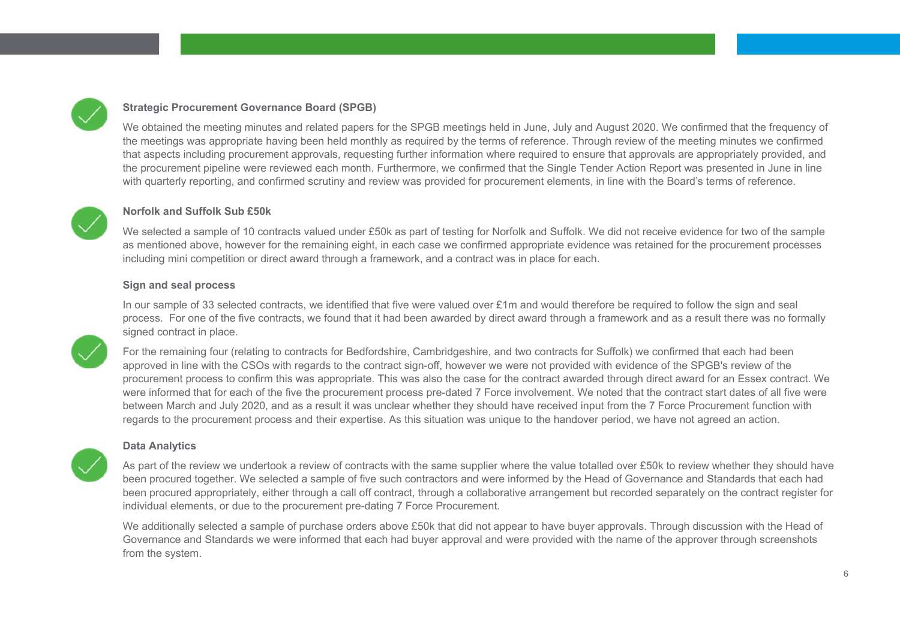**Strategic Procurement Governance Board (SPGB)**

We obtained the meeting minutes and related papers for the SPGB meetings held in June, July and August 2020. We confirmed that the frequency of the meetings was appropriate having been held monthly as required by the terms of reference. Through review of the meeting minutes we confirmed that aspects including procurement approvals, requesting further information where required to ensure that approvals are appropriately provided, and the procurement pipeline were reviewed each month. Furthermore, we confirmed that the Single Tender Action Report was presented in June in line with quarterly reporting, and confirmed scrutiny and review was provided for procurement elements, in line with the Board's terms of reference.

**Norfolk and Suffolk Sub £50k**

We selected a sample of 10 contracts valued under £50k as part of testing for Norfolk and Suffolk. We did not receive evidence for two of the sample as mentioned above, however for the remaining eight, in each case we confirmed appropriate evidence was retained for the procurement processes including mini competition or direct award through a framework, and a contract was in place for each.

**Sign and seal process**

In our sample of 33 selected contracts, we identified that five were valued over £1m and would therefore be required to follow the sign and seal process. For one of the five contracts, we found that it had been awarded by direct award through a framework and as a result there was no formally signed contract in place.

For the remaining four (relating to contracts for Bedfordshire, Cambridgeshire, and two contracts for Suffolk) we confirmed that each had been approved in line with the CSOs with regards to the contract sign-off, however we were not provided with evidence of the SPGB's review of the procurement process to confirm this was appropriate. This was also the case for the contract awarded through direct award for an Essex contract. We were informed that for each of the five the procurement process pre-dated 7 Force involvement. We noted that the contract start dates of all five were between March and July 2020, and as a result it was unclear whether they should have received input from the 7 Force Procurement function with regards to the procurement process and their expertise. As this situation was unique to the handover period, we have not agreed an action.

**Data Analytics**

As part of the review we undertook a review of contracts with the same supplier where the value totalled over £50k to review whether they should have been procured together. We selected a sample of five such contractors and were informed by the Head of Governance and Standards that each had been procured appropriately, either through a call off contract, through a collaborative arrangement but recorded separately on the contract register for individual elements, or due to the procurement pre-dating 7 Force Procurement.

We additionally selected a sample of purchase orders above £50k that did not appear to have buyer approvals. Through discussion with the Head of Governance and Standards we were informed that each had buyer approval and were provided with the name of the approver through screenshots from the system.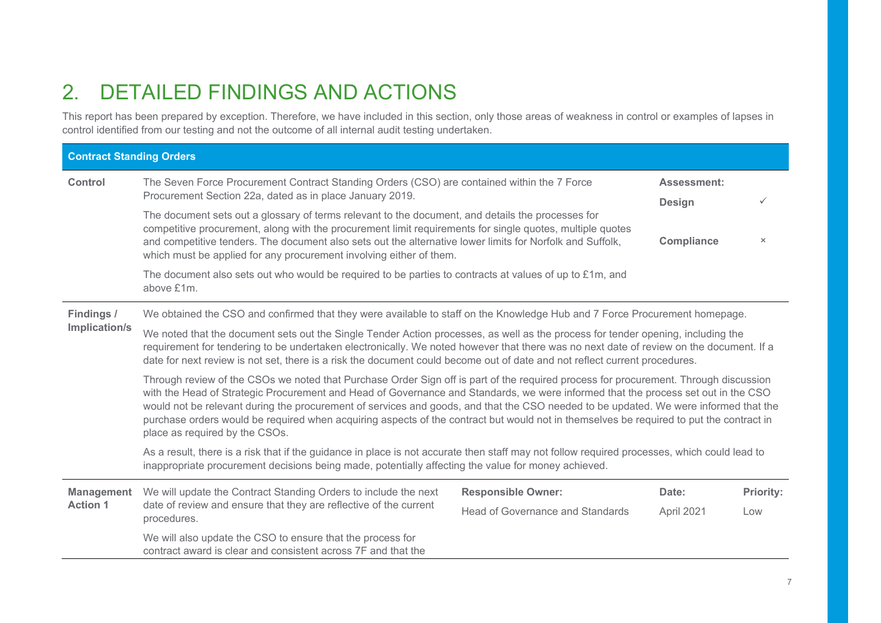# 2. DETAILED FINDINGS AND ACTIONS

This report has been prepared by exception. Therefore, we have included in this section, only those areas of weakness in control or examples of lapses in control identified from our testing and not the outcome of all internal audit testing undertaken.

| **Contract Standing Orders** | | | | |
|---|---|---|---|---|
| **Control** | The Seven Force Procurement Contract Standing Orders (CSO) are contained within the 7 Force Procurement Section 22a, dated as in place January 2019.<br><br>The document sets out a glossary of terms relevant to the document, and details the processes for competitive procurement, along with the procurement limit requirements for single quotes, multiple quotes and competitive tenders. The document also sets out the alternative lower limits for Norfolk and Suffolk, which must be applied for any procurement involving either of them.<br><br>The document also sets out who would be required to be parties to contracts at values of up to £1m, and above £1m. | | **Assessment:**<br><br>**Design**<br><br>**Compliance** | <br><br>✓<br><br>× |
| **Findings / Implication/s** | We obtained the CSO and confirmed that they were available to staff on the Knowledge Hub and 7 Force Procurement homepage.<br><br>We noted that the document sets out the Single Tender Action processes, as well as the process for tender opening, including the requirement for tendering to be undertaken electronically. We noted however that there was no next date of review on the document. If a date for next review is not set, there is a risk the document could become out of date and not reflect current procedures.<br><br>Through review of the CSOs we noted that Purchase Order Sign off is part of the required process for procurement. Through discussion with the Head of Strategic Procurement and Head of Governance and Standards, we were informed that the process set out in the CSO would not be relevant during the procurement of services and goods, and that the CSO needed to be updated. We were informed that the purchase orders would be required when acquiring aspects of the contract but would not in themselves be required to put the contract in place as required by the CSOs.<br><br>As a result, there is a risk that if the guidance in place is not accurate then staff may not follow required processes, which could lead to inappropriate procurement decisions being made, potentially affecting the value for money achieved. | | | |
| **Management Action 1** | We will update the Contract Standing Orders to include the next date of review and ensure that they are reflective of the current procedures.<br><br>We will also update the CSO to ensure that the process for contract award is clear and consistent across 7F and that the | **Responsible Owner:**<br><br>Head of Governance and Standards | **Date:**<br><br>April 2021 | **Priority:**<br><br>Low |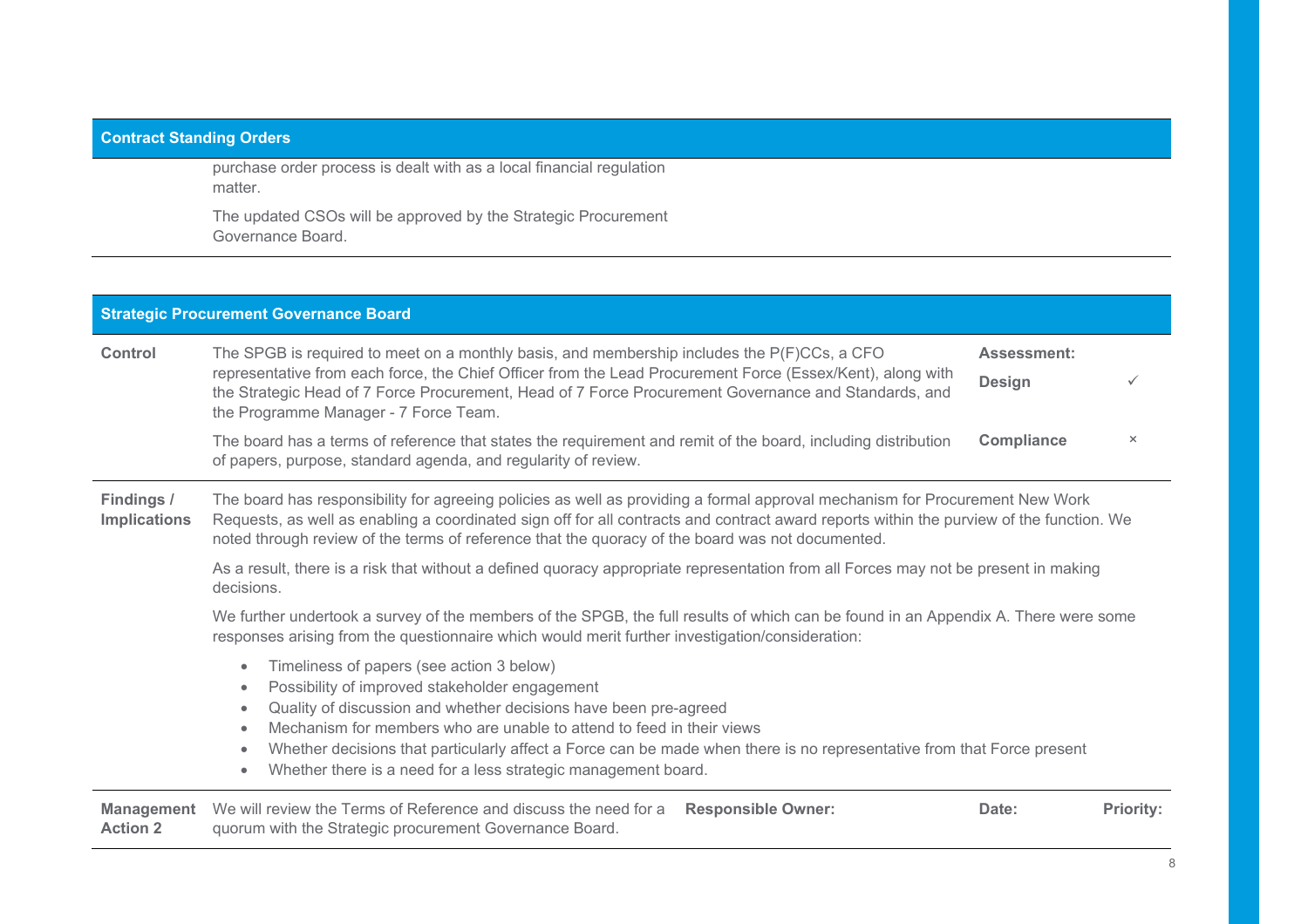**Contract Standing Orders**

purchase order process is dealt with as a local financial regulation matter.

The updated CSOs will be approved by the Strategic Procurement Governance Board.

**Strategic Procurement Governance Board**

| | | | |
|---|---|---|---|
| **Control** | The SPGB is required to meet on a monthly basis, and membership includes the P(F)CCs, a CFO representative from each force, the Chief Officer from the Lead Procurement Force (Essex/Kent), along with the Strategic Head of 7 Force Procurement, Head of 7 Force Procurement Governance and Standards, and the Programme Manager - 7 Force Team.<br><br>The board has a terms of reference that states the requirement and remit of the board, including distribution of papers, purpose, standard agenda, and regularity of review. | **Assessment:**<br><br>**Design**<br><br>**Compliance** | <br><br>✓<br><br>× |

**Findings / Implications**

The board has responsibility for agreeing policies as well as providing a formal approval mechanism for Procurement New Work Requests, as well as enabling a coordinated sign off for all contracts and contract award reports within the purview of the function. We noted through review of the terms of reference that the quoracy of the board was not documented.

As a result, there is a risk that without a defined quoracy appropriate representation from all Forces may not be present in making decisions.

We further undertook a survey of the members of the SPGB, the full results of which can be found in an Appendix A. There were some responses arising from the questionnaire which would merit further investigation/consideration:

- Timeliness of papers (see action 3 below)
- Possibility of improved stakeholder engagement
- Quality of discussion and whether decisions have been pre-agreed
- Mechanism for members who are unable to attend to feed in their views
- Whether decisions that particularly affect a Force can be made when there is no representative from that Force present
- Whether there is a need for a less strategic management board.

| **Management Action 2** | | **Responsible Owner:** | **Date:** | **Priority:** |
|---|---|---|---|---|
| | We will review the Terms of Reference and discuss the need for a quorum with the Strategic procurement Governance Board. | | | |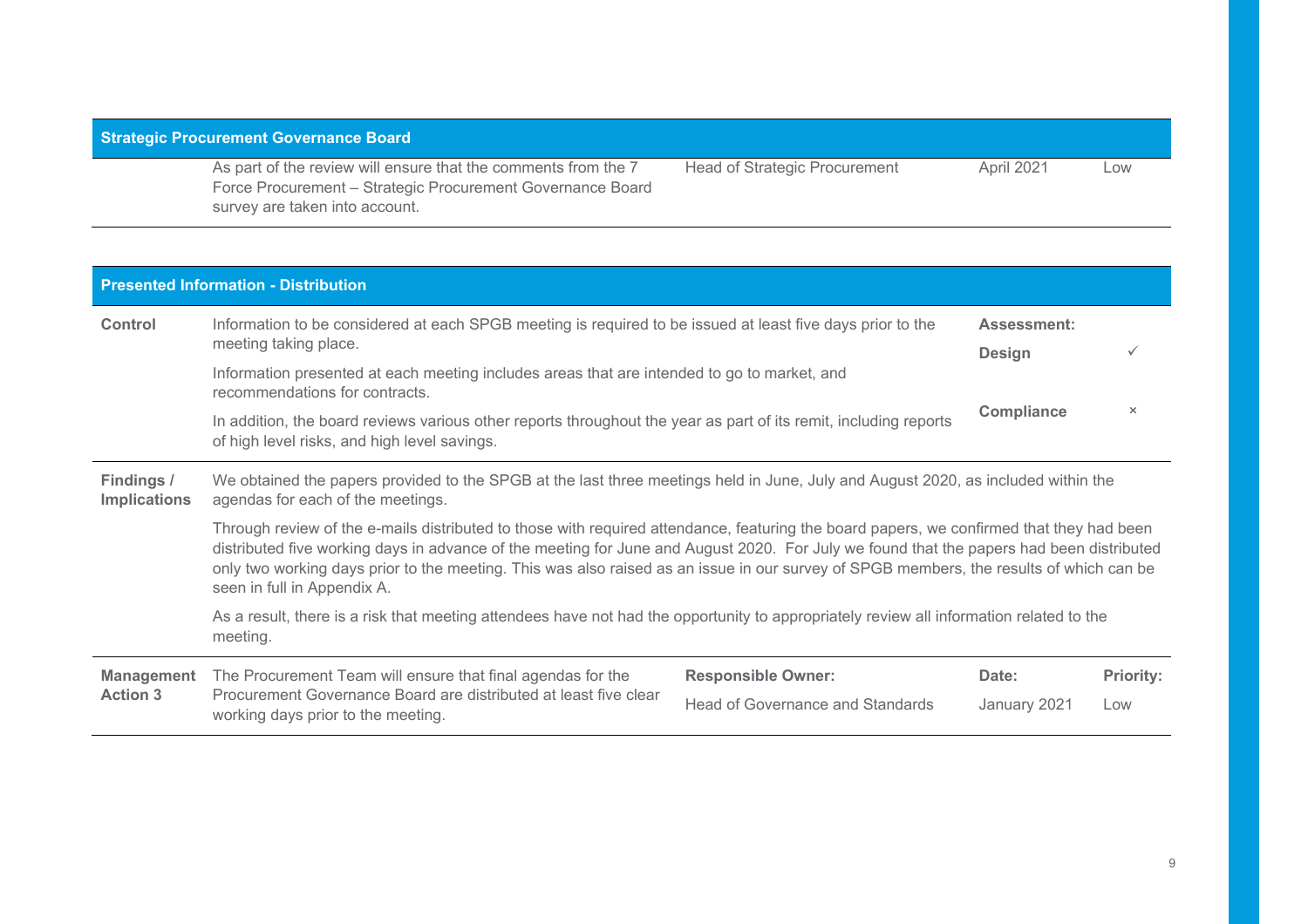## Strategic Procurement Governance Board

| | | | | |
|---|---|---|---|---|
| | As part of the review will ensure that the comments from the 7 Force Procurement – Strategic Procurement Governance Board survey are taken into account. | Head of Strategic Procurement | April 2021 | Low |

## Presented Information - Distribution

| | | | |
|---|---|---|---|
| **Control** | Information to be considered at each SPGB meeting is required to be issued at least five days prior to the meeting taking place.<br><br>Information presented at each meeting includes areas that are intended to go to market, and recommendations for contracts.<br><br>In addition, the board reviews various other reports throughout the year as part of its remit, including reports of high level risks, and high level savings. | **Assessment:**<br><br>**Design**<br><br>**Compliance** | <br><br>✓<br><br>× |

**Findings / Implications**

We obtained the papers provided to the SPGB at the last three meetings held in June, July and August 2020, as included within the agendas for each of the meetings.

Through review of the e-mails distributed to those with required attendance, featuring the board papers, we confirmed that they had been distributed five working days in advance of the meeting for June and August 2020. For July we found that the papers had been distributed only two working days prior to the meeting. This was also raised as an issue in our survey of SPGB members, the results of which can be seen in full in Appendix A.

As a result, there is a risk that meeting attendees have not had the opportunity to appropriately review all information related to the meeting.

| | | **Responsible Owner:** | **Date:** | **Priority:** |
|---|---|---|---|---|
| **Management Action 3** | The Procurement Team will ensure that final agendas for the Procurement Governance Board are distributed at least five clear working days prior to the meeting. | Head of Governance and Standards | January 2021 | Low |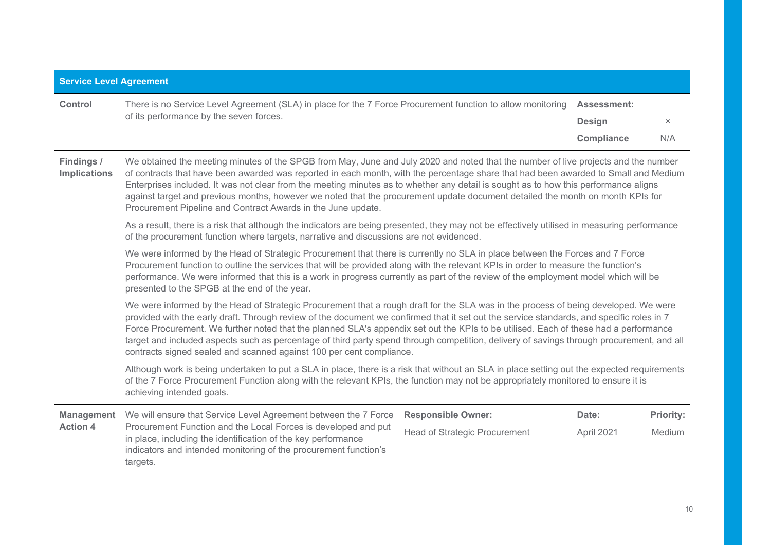## Service Level Agreement

| | | | |
|---|---|---|---|
| **Control** | There is no Service Level Agreement (SLA) in place for the 7 Force Procurement function to allow monitoring of its performance by the seven forces. | **Assessment:** | |
| | | **Design** | × |
| | | **Compliance** | N/A |

**Findings / Implications**

We obtained the meeting minutes of the SPGB from May, June and July 2020 and noted that the number of live projects and the number of contracts that have been awarded was reported in each month, with the percentage share that had been awarded to Small and Medium Enterprises included. It was not clear from the meeting minutes as to whether any detail is sought as to how this performance aligns against target and previous months, however we noted that the procurement update document detailed the month on month KPIs for Procurement Pipeline and Contract Awards in the June update.

As a result, there is a risk that although the indicators are being presented, they may not be effectively utilised in measuring performance of the procurement function where targets, narrative and discussions are not evidenced.

We were informed by the Head of Strategic Procurement that there is currently no SLA in place between the Forces and 7 Force Procurement function to outline the services that will be provided along with the relevant KPIs in order to measure the function's performance. We were informed that this is a work in progress currently as part of the review of the employment model which will be presented to the SPGB at the end of the year.

We were informed by the Head of Strategic Procurement that a rough draft for the SLA was in the process of being developed. We were provided with the early draft. Through review of the document we confirmed that it set out the service standards, and specific roles in 7 Force Procurement. We further noted that the planned SLA's appendix set out the KPIs to be utilised. Each of these had a performance target and included aspects such as percentage of third party spend through competition, delivery of savings through procurement, and all contracts signed sealed and scanned against 100 per cent compliance.

Although work is being undertaken to put a SLA in place, there is a risk that without an SLA in place setting out the expected requirements of the 7 Force Procurement Function along with the relevant KPIs, the function may not be appropriately monitored to ensure it is achieving intended goals.

| **Management Action 4** | | **Responsible Owner:** | **Date:** | **Priority:** |
|---|---|---|---|---|
| | We will ensure that Service Level Agreement between the 7 Force Procurement Function and the Local Forces is developed and put in place, including the identification of the key performance indicators and intended monitoring of the procurement function's targets. | Head of Strategic Procurement | April 2021 | Medium |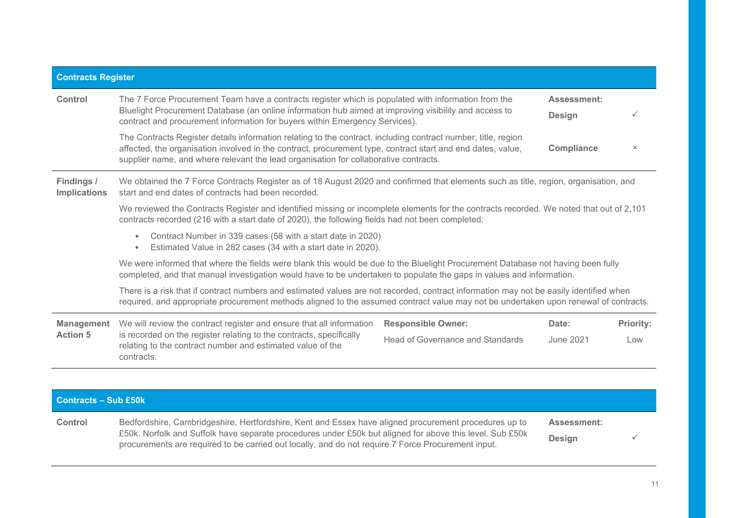## Contracts Register

| | | | |
|---|---|---|---|
| **Control** | The 7 Force Procurement Team have a contracts register which is populated with information from the Bluelight Procurement Database (an online information hub aimed at improving visibility and access to contract and procurement information for buyers within Emergency Services).<br><br>The Contracts Register details information relating to the contract, including contract number, title, region affected, the organisation involved in the contract, procurement type, contract start and end dates, value, supplier name, and where relevant the lead organisation for collaborative contracts. | **Assessment:**<br><br>**Design**<br><br>**Compliance** | <br><br>✓<br><br>× |

**Findings / Implications**

We obtained the 7 Force Contracts Register as of 18 August 2020 and confirmed that elements such as title, region, organisation, and start and end dates of contracts had been recorded.

We reviewed the Contracts Register and identified missing or incomplete elements for the contracts recorded. We noted that out of 2,101 contracts recorded (216 with a start date of 2020), the following fields had not been completed:

- Contract Number in 339 cases (58 with a start date in 2020)
- Estimated Value in 282 cases (34 with a start date in 2020).

We were informed that where the fields were blank this would be due to the Bluelight Procurement Database not having been fully completed, and that manual investigation would have to be undertaken to populate the gaps in values and information.

There is a risk that if contract numbers and estimated values are not recorded, contract information may not be easily identified when required, and appropriate procurement methods aligned to the assumed contract value may not be undertaken upon renewal of contracts.

| Management Action 5 | Responsible Owner: | Date: | Priority: |
|---|---|---|---|
| We will review the contract register and ensure that all information is recorded on the register relating to the contracts, specifically relating to the contract number and estimated value of the contracts. | Head of Governance and Standards | June 2021 | Low |

## Contracts – Sub £50k

| | | | |
|---|---|---|---|
| **Control** | Bedfordshire, Cambridgeshire, Hertfordshire, Kent and Essex have aligned procurement procedures up to £50k. Norfolk and Suffolk have separate procedures under £50k but aligned for above this level. Sub £50k procurements are required to be carried out locally, and do not require 7 Force Procurement input. | **Assessment:**<br><br>**Design** | <br><br>✓ |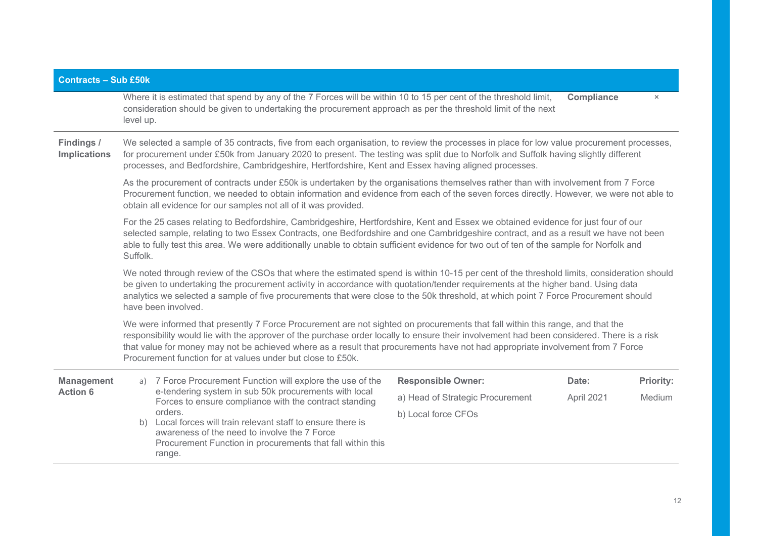## Contracts – Sub £50k

| | | | |
|---|---|---|---|
| | Where it is estimated that spend by any of the 7 Forces will be within 10 to 15 per cent of the threshold limit, consideration should be given to undertaking the procurement approach as per the threshold limit of the next level up. | **Compliance** | × |

**Findings / Implications**

We selected a sample of 35 contracts, five from each organisation, to review the processes in place for low value procurement processes, for procurement under £50k from January 2020 to present. The testing was split due to Norfolk and Suffolk having slightly different processes, and Bedfordshire, Cambridgeshire, Hertfordshire, Kent and Essex having aligned processes.

As the procurement of contracts under £50k is undertaken by the organisations themselves rather than with involvement from 7 Force Procurement function, we needed to obtain information and evidence from each of the seven forces directly. However, we were not able to obtain all evidence for our samples not all of it was provided.

For the 25 cases relating to Bedfordshire, Cambridgeshire, Hertfordshire, Kent and Essex we obtained evidence for just four of our selected sample, relating to two Essex Contracts, one Bedfordshire and one Cambridgeshire contract, and as a result we have not been able to fully test this area. We were additionally unable to obtain sufficient evidence for two out of ten of the sample for Norfolk and Suffolk.

We noted through review of the CSOs that where the estimated spend is within 10-15 per cent of the threshold limits, consideration should be given to undertaking the procurement activity in accordance with quotation/tender requirements at the higher band. Using data analytics we selected a sample of five procurements that were close to the 50k threshold, at which point 7 Force Procurement should have been involved.

We were informed that presently 7 Force Procurement are not sighted on procurements that fall within this range, and that the responsibility would lie with the approver of the purchase order locally to ensure their involvement had been considered. There is a risk that value for money may not be achieved where as a result that procurements have not had appropriate involvement from 7 Force Procurement function for at values under but close to £50k.

| Management Action 6 | | Responsible Owner: | Date: | Priority: |
|---|---|---|---|---|
| | a) 7 Force Procurement Function will explore the use of the e-tendering system in sub 50k procurements with local Forces to ensure compliance with the contract standing orders.<br>b) Local forces will train relevant staff to ensure there is awareness of the need to involve the 7 Force Procurement Function in procurements that fall within this range. | a) Head of Strategic Procurement<br>b) Local force CFOs | April 2021 | Medium |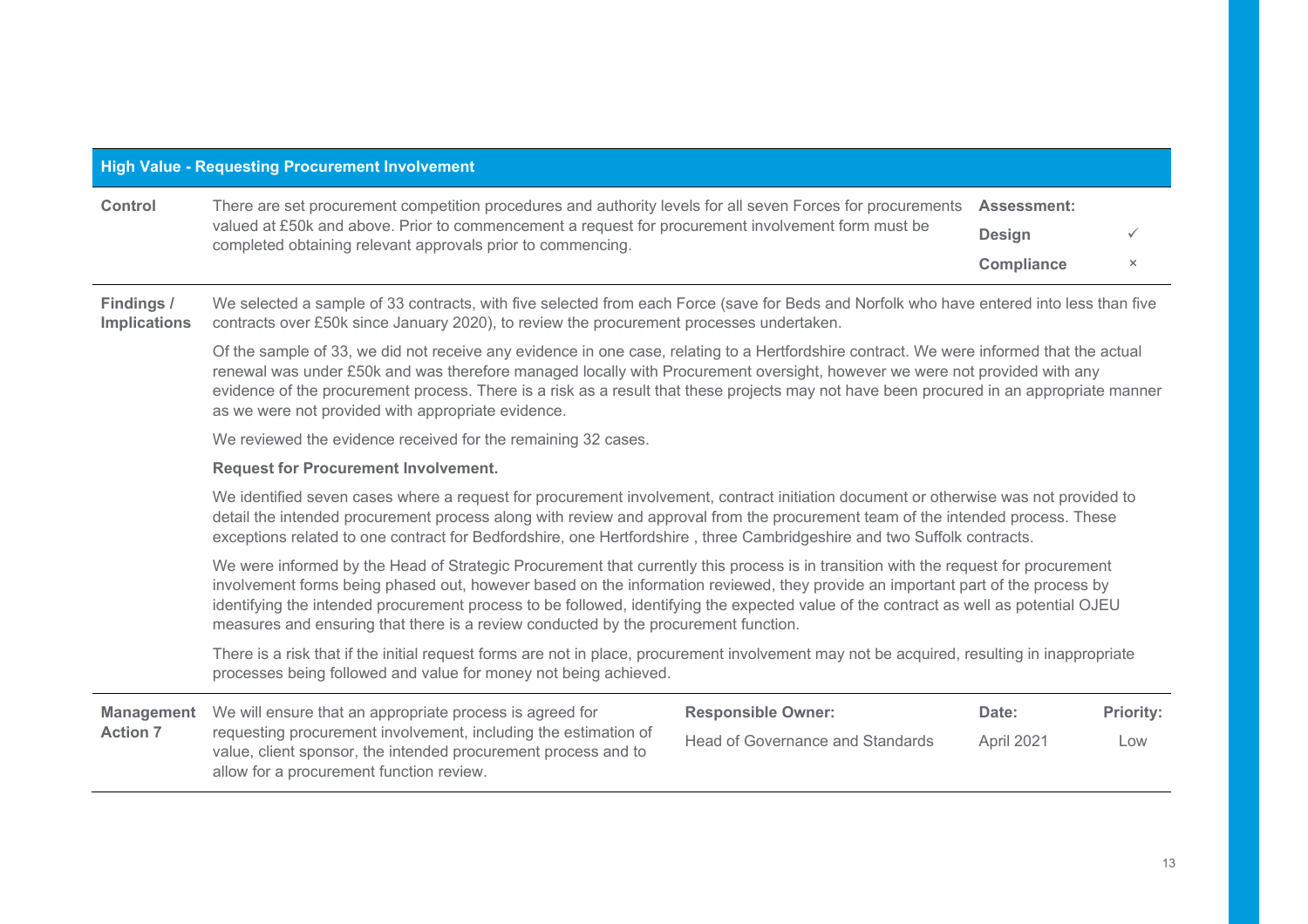## High Value - Requesting Procurement Involvement

**Control**

There are set procurement competition procedures and authority levels for all seven Forces for procurements valued at £50k and above. Prior to commencement a request for procurement involvement form must be completed obtaining relevant approvals prior to commencing.

| Assessment: | |
|---|---|
| Design | ✓ |
| Compliance | × |

**Findings / Implications**

We selected a sample of 33 contracts, with five selected from each Force (save for Beds and Norfolk who have entered into less than five contracts over £50k since January 2020), to review the procurement processes undertaken.

Of the sample of 33, we did not receive any evidence in one case, relating to a Hertfordshire contract. We were informed that the actual renewal was under £50k and was therefore managed locally with Procurement oversight, however we were not provided with any evidence of the procurement process. There is a risk as a result that these projects may not have been procured in an appropriate manner as we were not provided with appropriate evidence.

We reviewed the evidence received for the remaining 32 cases.

**Request for Procurement Involvement.**

We identified seven cases where a request for procurement involvement, contract initiation document or otherwise was not provided to detail the intended procurement process along with review and approval from the procurement team of the intended process. These exceptions related to one contract for Bedfordshire, one Hertfordshire , three Cambridgeshire and two Suffolk contracts.

We were informed by the Head of Strategic Procurement that currently this process is in transition with the request for procurement involvement forms being phased out, however based on the information reviewed, they provide an important part of the process by identifying the intended procurement process to be followed, identifying the expected value of the contract as well as potential OJEU measures and ensuring that there is a review conducted by the procurement function.

There is a risk that if the initial request forms are not in place, procurement involvement may not be acquired, resulting in inappropriate processes being followed and value for money not being achieved.

| Management Action 7 | Responsible Owner: | Date: | Priority: |
|---|---|---|---|
| We will ensure that an appropriate process is agreed for requesting procurement involvement, including the estimation of value, client sponsor, the intended procurement process and to allow for a procurement function review. | Head of Governance and Standards | April 2021 | Low |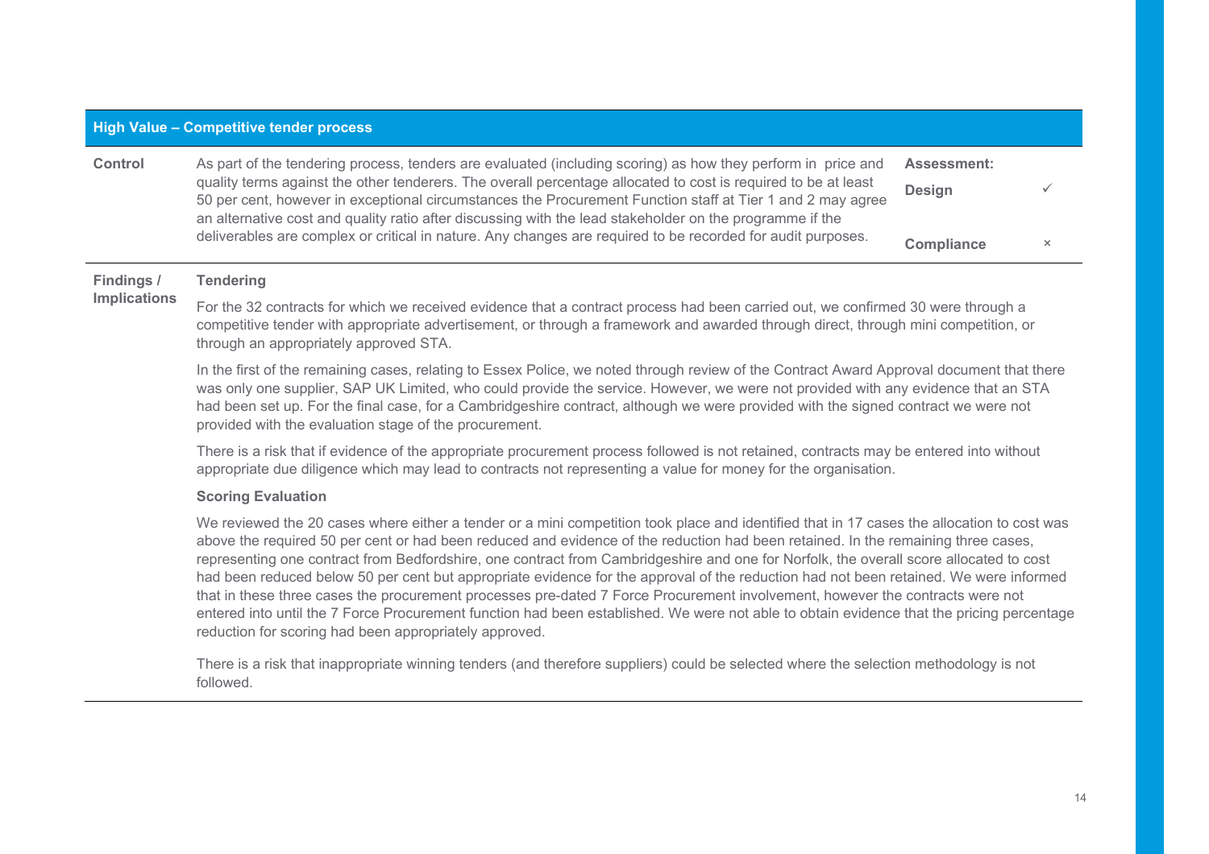## High Value – Competitive tender process

| | | | |
|---|---|---|---|
| **Control** | As part of the tendering process, tenders are evaluated (including scoring) as how they perform in price and quality terms against the other tenderers. The overall percentage allocated to cost is required to be at least 50 per cent, however in exceptional circumstances the Procurement Function staff at Tier 1 and 2 may agree an alternative cost and quality ratio after discussing with the lead stakeholder on the programme if the deliverables are complex or critical in nature. Any changes are required to be recorded for audit purposes. | **Assessment:**<br>**Design**<br>**Compliance** | <br>✓<br>× |

**Findings / Implications**

**Tendering**

For the 32 contracts for which we received evidence that a contract process had been carried out, we confirmed 30 were through a competitive tender with appropriate advertisement, or through a framework and awarded through direct, through mini competition, or through an appropriately approved STA.

In the first of the remaining cases, relating to Essex Police, we noted through review of the Contract Award Approval document that there was only one supplier, SAP UK Limited, who could provide the service. However, we were not provided with any evidence that an STA had been set up. For the final case, for a Cambridgeshire contract, although we were provided with the signed contract we were not provided with the evaluation stage of the procurement.

There is a risk that if evidence of the appropriate procurement process followed is not retained, contracts may be entered into without appropriate due diligence which may lead to contracts not representing a value for money for the organisation.

**Scoring Evaluation**

We reviewed the 20 cases where either a tender or a mini competition took place and identified that in 17 cases the allocation to cost was above the required 50 per cent or had been reduced and evidence of the reduction had been retained. In the remaining three cases, representing one contract from Bedfordshire, one contract from Cambridgeshire and one for Norfolk, the overall score allocated to cost had been reduced below 50 per cent but appropriate evidence for the approval of the reduction had not been retained. We were informed that in these three cases the procurement processes pre-dated 7 Force Procurement involvement, however the contracts were not entered into until the 7 Force Procurement function had been established. We were not able to obtain evidence that the pricing percentage reduction for scoring had been appropriately approved.

There is a risk that inappropriate winning tenders (and therefore suppliers) could be selected where the selection methodology is not followed.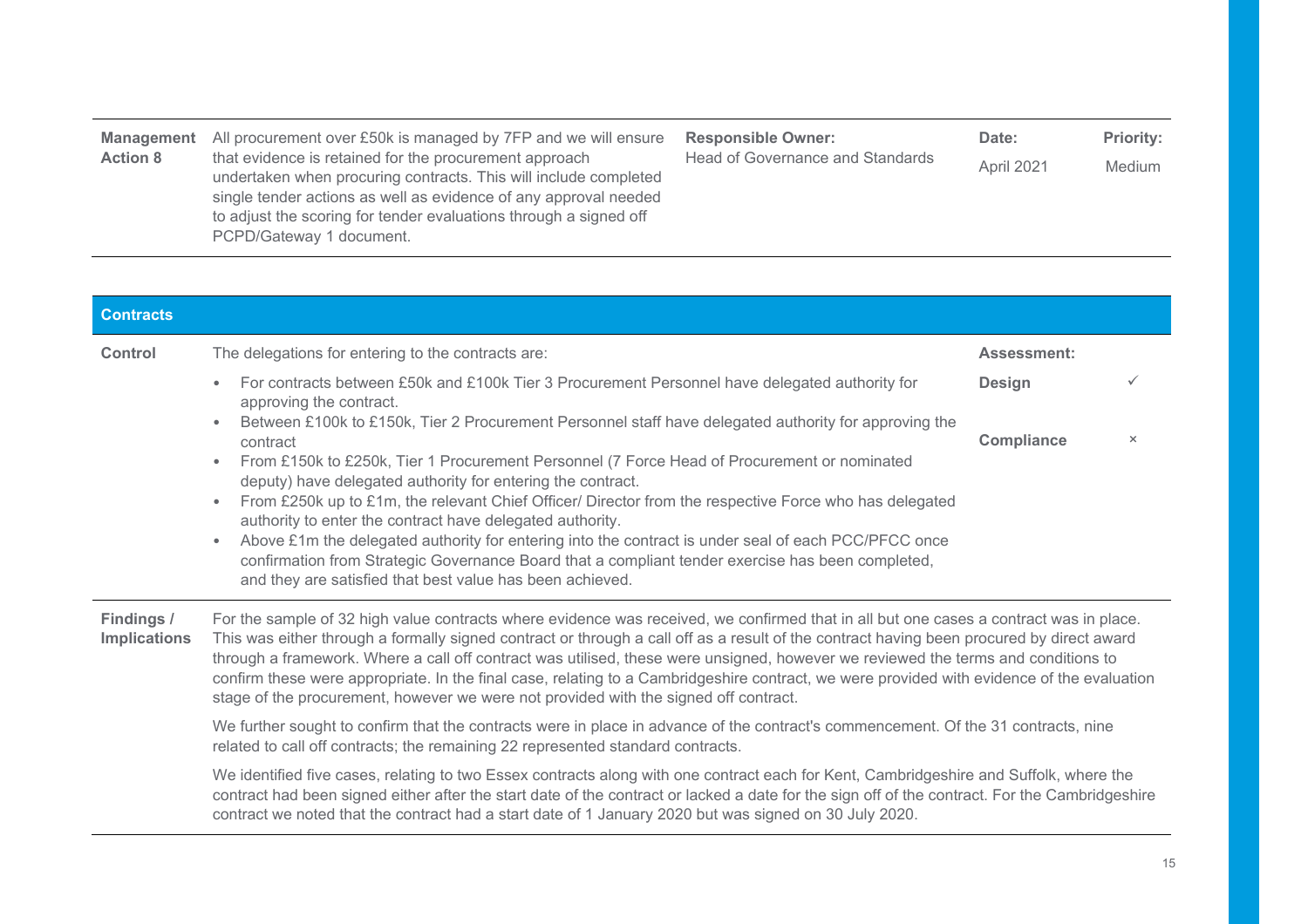| | | | | |
|---|---|---|---|---|
| **Management Action 8** | All procurement over £50k is managed by 7FP and we will ensure that evidence is retained for the procurement approach undertaken when procuring contracts. This will include completed single tender actions as well as evidence of any approval needed to adjust the scoring for tender evaluations through a signed off PCPD/Gateway 1 document. | **Responsible Owner:** Head of Governance and Standards | **Date:** April 2021 | **Priority:** Medium |

## Contracts

| | | | |
|---|---|---|---|
| **Control** | The delegations for entering to the contracts are:<br>• For contracts between £50k and £100k Tier 3 Procurement Personnel have delegated authority for approving the contract.<br>• Between £100k to £150k, Tier 2 Procurement Personnel staff have delegated authority for approving the contract<br>• From £150k to £250k, Tier 1 Procurement Personnel (7 Force Head of Procurement or nominated deputy) have delegated authority for entering the contract.<br>• From £250k up to £1m, the relevant Chief Officer/ Director from the respective Force who has delegated authority to enter the contract have delegated authority.<br>• Above £1m the delegated authority for entering into the contract is under seal of each PCC/PFCC once confirmation from Strategic Governance Board that a compliant tender exercise has been completed, and they are satisfied that best value has been achieved. | **Assessment:**<br>**Design**<br>**Compliance** | <br>✓<br>× |

**Findings / Implications**

For the sample of 32 high value contracts where evidence was received, we confirmed that in all but one cases a contract was in place. This was either through a formally signed contract or through a call off as a result of the contract having been procured by direct award through a framework. Where a call off contract was utilised, these were unsigned, however we reviewed the terms and conditions to confirm these were appropriate. In the final case, relating to a Cambridgeshire contract, we were provided with evidence of the evaluation stage of the procurement, however we were not provided with the signed off contract.

We further sought to confirm that the contracts were in place in advance of the contract's commencement. Of the 31 contracts, nine related to call off contracts; the remaining 22 represented standard contracts.

We identified five cases, relating to two Essex contracts along with one contract each for Kent, Cambridgeshire and Suffolk, where the contract had been signed either after the start date of the contract or lacked a date for the sign off of the contract. For the Cambridgeshire contract we noted that the contract had a start date of 1 January 2020 but was signed on 30 July 2020.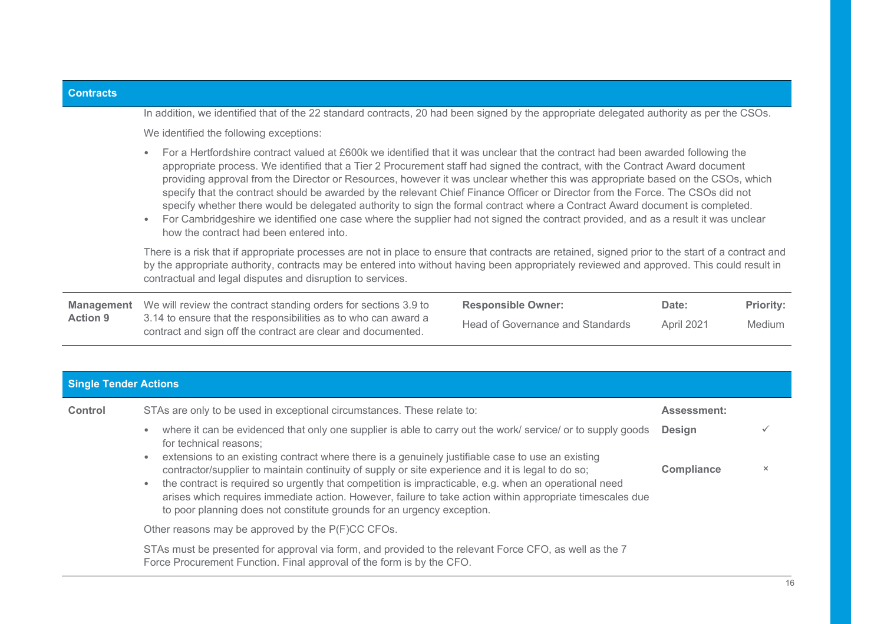## Contracts

In addition, we identified that of the 22 standard contracts, 20 had been signed by the appropriate delegated authority as per the CSOs.

We identified the following exceptions:

- For a Hertfordshire contract valued at £600k we identified that it was unclear that the contract had been awarded following the appropriate process. We identified that a Tier 2 Procurement staff had signed the contract, with the Contract Award document providing approval from the Director or Resources, however it was unclear whether this was appropriate based on the CSOs, which specify that the contract should be awarded by the relevant Chief Finance Officer or Director from the Force. The CSOs did not specify whether there would be delegated authority to sign the formal contract where a Contract Award document is completed.
- For Cambridgeshire we identified one case where the supplier had not signed the contract provided, and as a result it was unclear how the contract had been entered into.

There is a risk that if appropriate processes are not in place to ensure that contracts are retained, signed prior to the start of a contract and by the appropriate authority, contracts may be entered into without having been appropriately reviewed and approved. This could result in contractual and legal disputes and disruption to services.

| Management Action 9 | We will review the contract standing orders for sections 3.9 to 3.14 to ensure that the responsibilities as to who can award a contract and sign off the contract are clear and documented. | **Responsible Owner:** Head of Governance and Standards | **Date:** April 2021 | **Priority:** Medium |
|---|---|---|---|---|

## Single Tender Actions

**Control**

STAs are only to be used in exceptional circumstances. These relate to:

- where it can be evidenced that only one supplier is able to carry out the work/ service/ or to supply goods for technical reasons;
- extensions to an existing contract where there is a genuinely justifiable case to use an existing contractor/supplier to maintain continuity of supply or site experience and it is legal to do so;
- the contract is required so urgently that competition is impracticable, e.g. when an operational need arises which requires immediate action. However, failure to take action within appropriate timescales due to poor planning does not constitute grounds for an urgency exception.

Other reasons may be approved by the P(F)CC CFOs.

STAs must be presented for approval via form, and provided to the relevant Force CFO, as well as the 7 Force Procurement Function. Final approval of the form is by the CFO.

| Assessment: | |
|---|---|
| Design | ✓ |
| Compliance | × |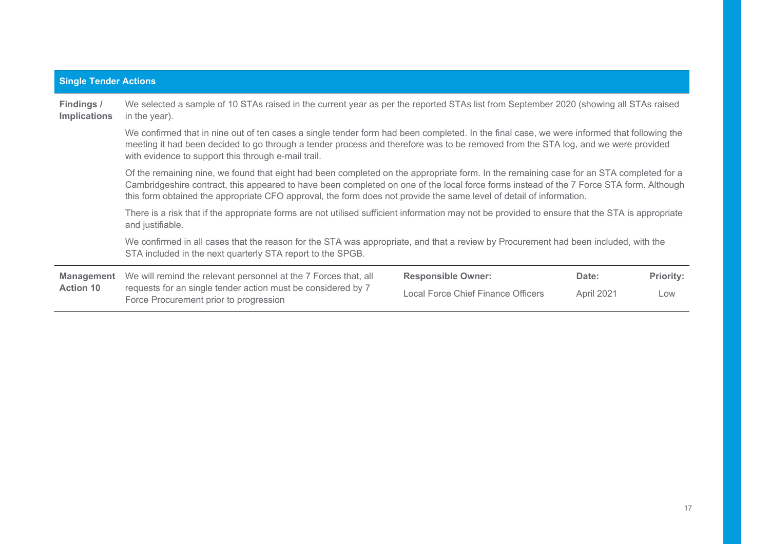## Single Tender Actions

**Findings / Implications**

We selected a sample of 10 STAs raised in the current year as per the reported STAs list from September 2020 (showing all STAs raised in the year).

We confirmed that in nine out of ten cases a single tender form had been completed. In the final case, we were informed that following the meeting it had been decided to go through a tender process and therefore was to be removed from the STA log, and we were provided with evidence to support this through e-mail trail.

Of the remaining nine, we found that eight had been completed on the appropriate form. In the remaining case for an STA completed for a Cambridgeshire contract, this appeared to have been completed on one of the local force forms instead of the 7 Force STA form. Although this form obtained the appropriate CFO approval, the form does not provide the same level of detail of information.

There is a risk that if the appropriate forms are not utilised sufficient information may not be provided to ensure that the STA is appropriate and justifiable.

We confirmed in all cases that the reason for the STA was appropriate, and that a review by Procurement had been included, with the STA included in the next quarterly STA report to the SPGB.

| Management Action 10 | | Responsible Owner: | Date: | Priority: |
|---|---|---|---|---|
| | We will remind the relevant personnel at the 7 Forces that, all requests for an single tender action must be considered by 7 Force Procurement prior to progression | Local Force Chief Finance Officers | April 2021 | Low |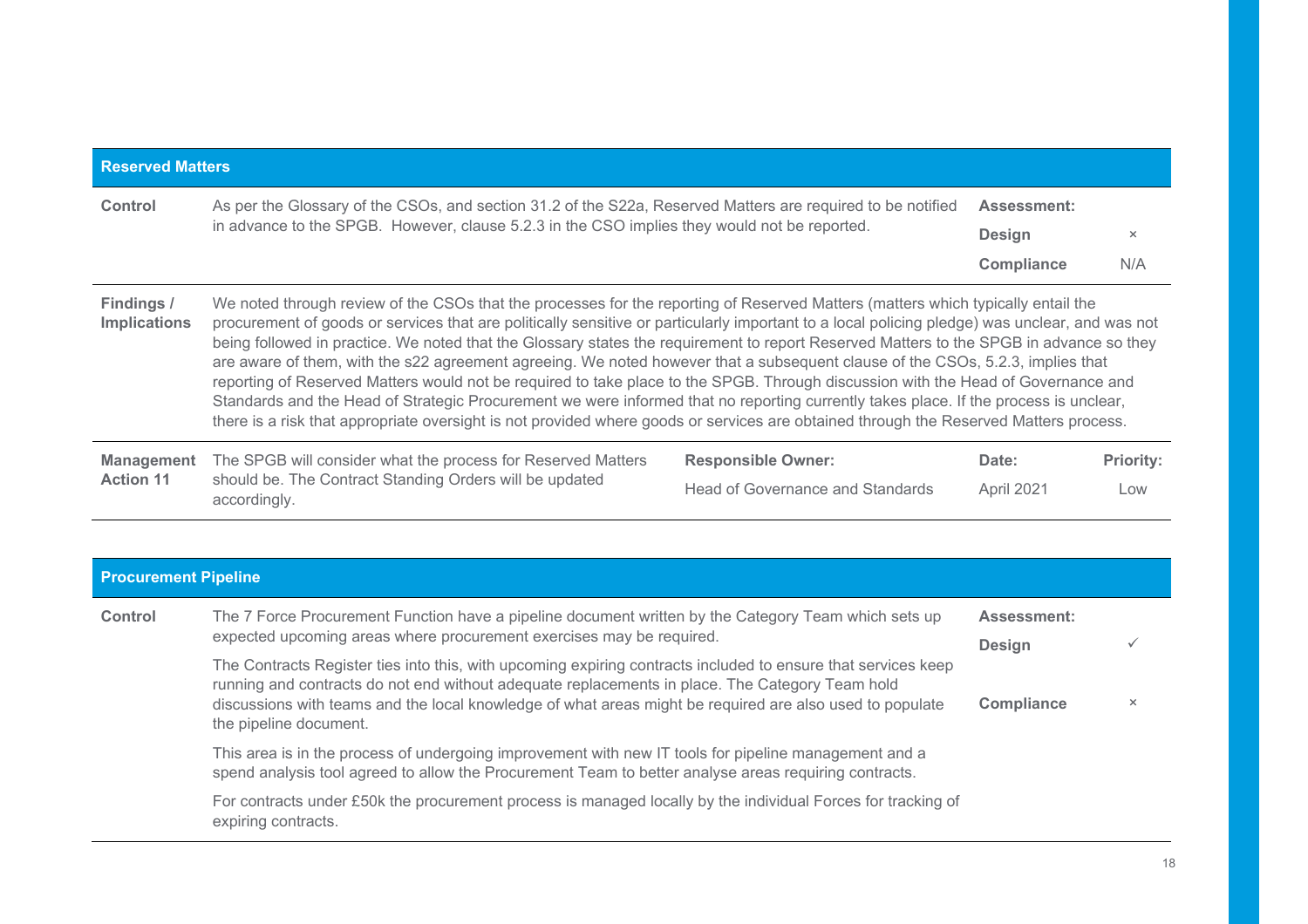| Reserved Matters | | | | |
|---|---|---|---|---|
| **Control** | As per the Glossary of the CSOs, and section 31.2 of the S22a, Reserved Matters are required to be notified in advance to the SPGB. However, clause 5.2.3 in the CSO implies they would not be reported. | | **Assessment:**<br>**Design**<br>**Compliance** | <br>×<br>N/A |
| **Findings / Implications** | We noted through review of the CSOs that the processes for the reporting of Reserved Matters (matters which typically entail the procurement of goods or services that are politically sensitive or particularly important to a local policing pledge) was unclear, and was not being followed in practice. We noted that the Glossary states the requirement to report Reserved Matters to the SPGB in advance so they are aware of them, with the s22 agreement agreeing. We noted however that a subsequent clause of the CSOs, 5.2.3, implies that reporting of Reserved Matters would not be required to take place to the SPGB. Through discussion with the Head of Governance and Standards and the Head of Strategic Procurement we were informed that no reporting currently takes place. If the process is unclear, there is a risk that appropriate oversight is not provided where goods or services are obtained through the Reserved Matters process. | | | |
| **Management Action 11** | The SPGB will consider what the process for Reserved Matters should be. The Contract Standing Orders will be updated accordingly. | **Responsible Owner:**<br>Head of Governance and Standards | **Date:**<br>April 2021 | **Priority:**<br>Low |

| Procurement Pipeline | | | |
|---|---|---|---|
| **Control** | The 7 Force Procurement Function have a pipeline document written by the Category Team which sets up expected upcoming areas where procurement exercises may be required.<br><br>The Contracts Register ties into this, with upcoming expiring contracts included to ensure that services keep running and contracts do not end without adequate replacements in place. The Category Team hold discussions with teams and the local knowledge of what areas might be required are also used to populate the pipeline document.<br><br>This area is in the process of undergoing improvement with new IT tools for pipeline management and a spend analysis tool agreed to allow the Procurement Team to better analyse areas requiring contracts.<br><br>For contracts under £50k the procurement process is managed locally by the individual Forces for tracking of expiring contracts. | **Assessment:**<br>**Design**<br>**Compliance** | <br>✓<br>× |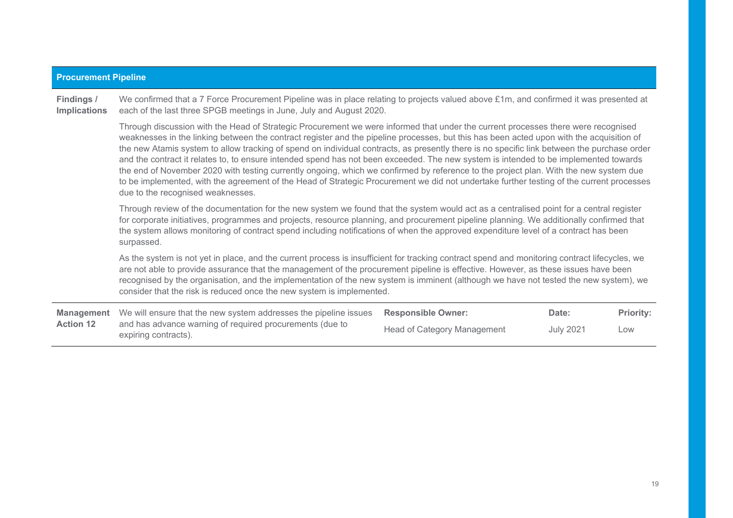## Procurement Pipeline

**Findings / Implications**

We confirmed that a 7 Force Procurement Pipeline was in place relating to projects valued above £1m, and confirmed it was presented at each of the last three SPGB meetings in June, July and August 2020.

Through discussion with the Head of Strategic Procurement we were informed that under the current processes there were recognised weaknesses in the linking between the contract register and the pipeline processes, but this has been acted upon with the acquisition of the new Atamis system to allow tracking of spend on individual contracts, as presently there is no specific link between the purchase order and the contract it relates to, to ensure intended spend has not been exceeded. The new system is intended to be implemented towards the end of November 2020 with testing currently ongoing, which we confirmed by reference to the project plan. With the new system due to be implemented, with the agreement of the Head of Strategic Procurement we did not undertake further testing of the current processes due to the recognised weaknesses.

Through review of the documentation for the new system we found that the system would act as a centralised point for a central register for corporate initiatives, programmes and projects, resource planning, and procurement pipeline planning. We additionally confirmed that the system allows monitoring of contract spend including notifications of when the approved expenditure level of a contract has been surpassed.

As the system is not yet in place, and the current process is insufficient for tracking contract spend and monitoring contract lifecycles, we are not able to provide assurance that the management of the procurement pipeline is effective. However, as these issues have been recognised by the organisation, and the implementation of the new system is imminent (although we have not tested the new system), we consider that the risk is reduced once the new system is implemented.

| Management Action 12 | | Responsible Owner: | Date: | Priority: |
|---|---|---|---|---|
| | We will ensure that the new system addresses the pipeline issues and has advance warning of required procurements (due to expiring contracts). | Head of Category Management | July 2021 | Low |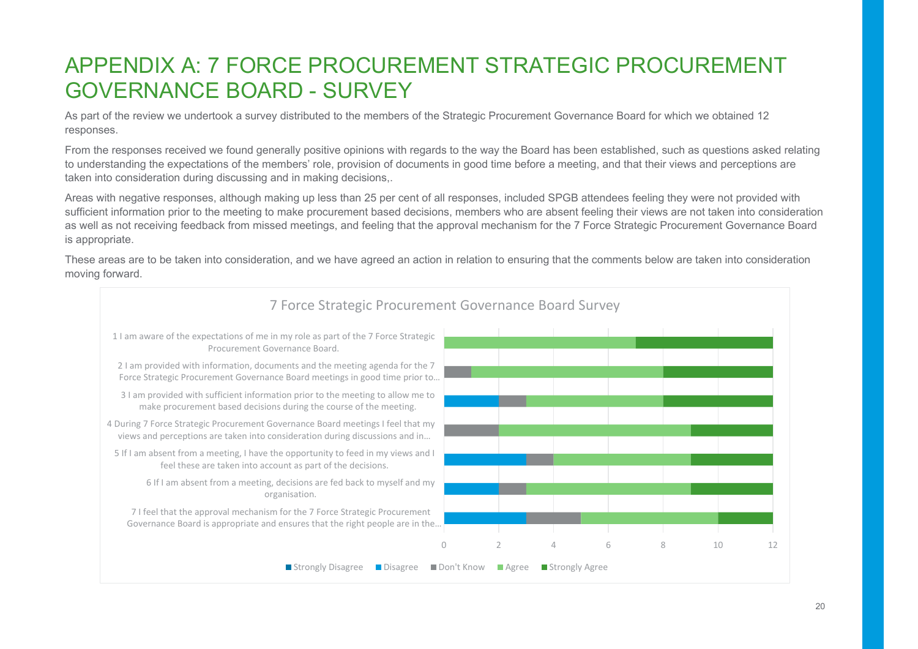# APPENDIX A: 7 FORCE PROCUREMENT STRATEGIC PROCUREMENT GOVERNANCE BOARD - SURVEY

As part of the review we undertook a survey distributed to the members of the Strategic Procurement Governance Board for which we obtained 12 responses.

From the responses received we found generally positive opinions with regards to the way the Board has been established, such as questions asked relating to understanding the expectations of the members' role, provision of documents in good time before a meeting, and that their views and perceptions are taken into consideration during discussing and in making decisions,.

Areas with negative responses, although making up less than 25 per cent of all responses, included SPGB attendees feeling they were not provided with sufficient information prior to the meeting to make procurement based decisions, members who are absent feeling their views are not taken into consideration as well as not receiving feedback from missed meetings, and feeling that the approval mechanism for the 7 Force Strategic Procurement Governance Board is appropriate.

These areas are to be taken into consideration, and we have agreed an action in relation to ensuring that the comments below are taken into consideration moving forward.

**7 Force Strategic Procurement Governance Board Survey**

| Question | Strongly Disagree | Disagree | Don't Know | Agree | Strongly Agree |
|---|---|---|---|---|---|
| 1 I am aware of the expectations of me in my role as part of the 7 Force Strategic Procurement Governance Board. | 0 | 0 | 0 | 7 | 5 |
| 2 I am provided with information, documents and the meeting agenda for the 7 Force Strategic Procurement Governance Board meetings in good time prior to… | 0 | 0 | 1 | 7 | 4 |
| 3 I am provided with sufficient information prior to the meeting to allow me to make procurement based decisions during the course of the meeting. | 0 | 2 | 1 | 5 | 4 |
| 4 During 7 Force Strategic Procurement Governance Board meetings I feel that my views and perceptions are taken into consideration during discussions and in… | 0 | 0 | 2 | 7 | 3 |
| 5 If I am absent from a meeting, I have the opportunity to feed in my views and I feel these are taken into account as part of the decisions. | 0 | 3 | 1 | 5 | 3 |
| 6 If I am absent from a meeting, decisions are fed back to myself and my organisation. | 0 | 2 | 1 | 6 | 3 |
| 7 I feel that the approval mechanism for the 7 Force Strategic Procurement Governance Board is appropriate and ensures that the right people are in the… | 0 | 3 | 2 | 5 | 2 |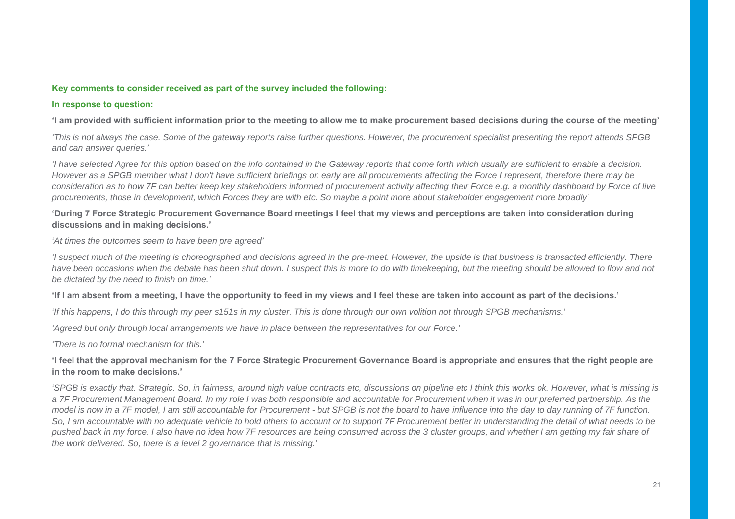**Key comments to consider received as part of the survey included the following:**

**In response to question:**

**'I am provided with sufficient information prior to the meeting to allow me to make procurement based decisions during the course of the meeting'**

*'This is not always the case. Some of the gateway reports raise further questions. However, the procurement specialist presenting the report attends SPGB and can answer queries.'*

*'I have selected Agree for this option based on the info contained in the Gateway reports that come forth which usually are sufficient to enable a decision. However as a SPGB member what I don't have sufficient briefings on early are all procurements affecting the Force I represent, therefore there may be consideration as to how 7F can better keep key stakeholders informed of procurement activity affecting their Force e.g. a monthly dashboard by Force of live procurements, those in development, which Forces they are with etc. So maybe a point more about stakeholder engagement more broadly'*

**'During 7 Force Strategic Procurement Governance Board meetings I feel that my views and perceptions are taken into consideration during discussions and in making decisions.'**

*'At times the outcomes seem to have been pre agreed'*

*'I suspect much of the meeting is choreographed and decisions agreed in the pre-meet. However, the upside is that business is transacted efficiently. There have been occasions when the debate has been shut down. I suspect this is more to do with timekeeping, but the meeting should be allowed to flow and not be dictated by the need to finish on time.'*

**'If I am absent from a meeting, I have the opportunity to feed in my views and I feel these are taken into account as part of the decisions.'**

*'If this happens, I do this through my peer s151s in my cluster. This is done through our own volition not through SPGB mechanisms.'*

*'Agreed but only through local arrangements we have in place between the representatives for our Force.'*

*'There is no formal mechanism for this.'*

**'I feel that the approval mechanism for the 7 Force Strategic Procurement Governance Board is appropriate and ensures that the right people are in the room to make decisions.'**

*'SPGB is exactly that. Strategic. So, in fairness, around high value contracts etc, discussions on pipeline etc I think this works ok. However, what is missing is a 7F Procurement Management Board. In my role I was both responsible and accountable for Procurement when it was in our preferred partnership. As the model is now in a 7F model, I am still accountable for Procurement - but SPGB is not the board to have influence into the day to day running of 7F function. So, I am accountable with no adequate vehicle to hold others to account or to support 7F Procurement better in understanding the detail of what needs to be pushed back in my force. I also have no idea how 7F resources are being consumed across the 3 cluster groups, and whether I am getting my fair share of the work delivered. So, there is a level 2 governance that is missing.'*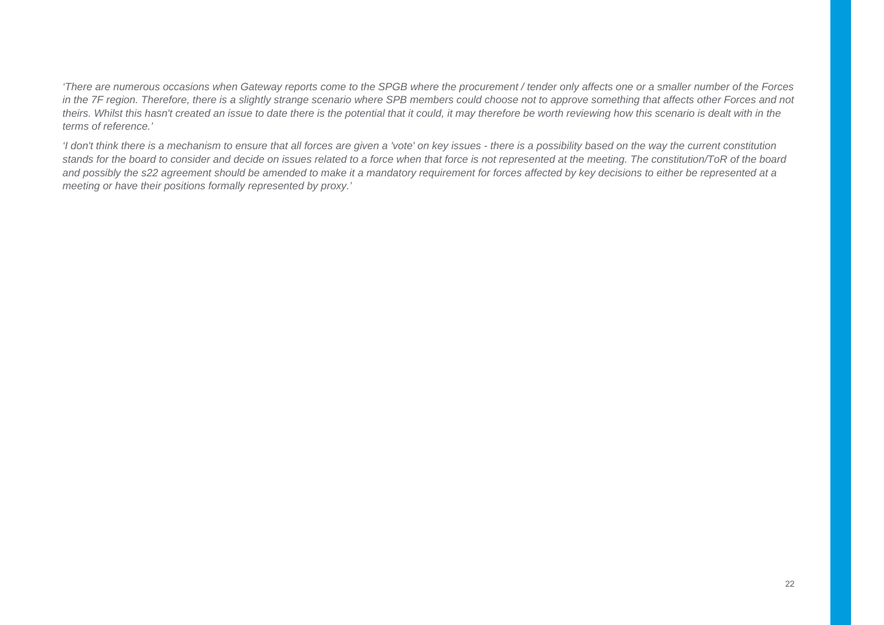*‘There are numerous occasions when Gateway reports come to the SPGB where the procurement / tender only affects one or a smaller number of the Forces in the 7F region. Therefore, there is a slightly strange scenario where SPB members could choose not to approve something that affects other Forces and not theirs. Whilst this hasn't created an issue to date there is the potential that it could, it may therefore be worth reviewing how this scenario is dealt with in the terms of reference.’*

*‘I don't think there is a mechanism to ensure that all forces are given a 'vote' on key issues - there is a possibility based on the way the current constitution stands for the board to consider and decide on issues related to a force when that force is not represented at the meeting. The constitution/ToR of the board and possibly the s22 agreement should be amended to make it a mandatory requirement for forces affected by key decisions to either be represented at a meeting or have their positions formally represented by proxy.’*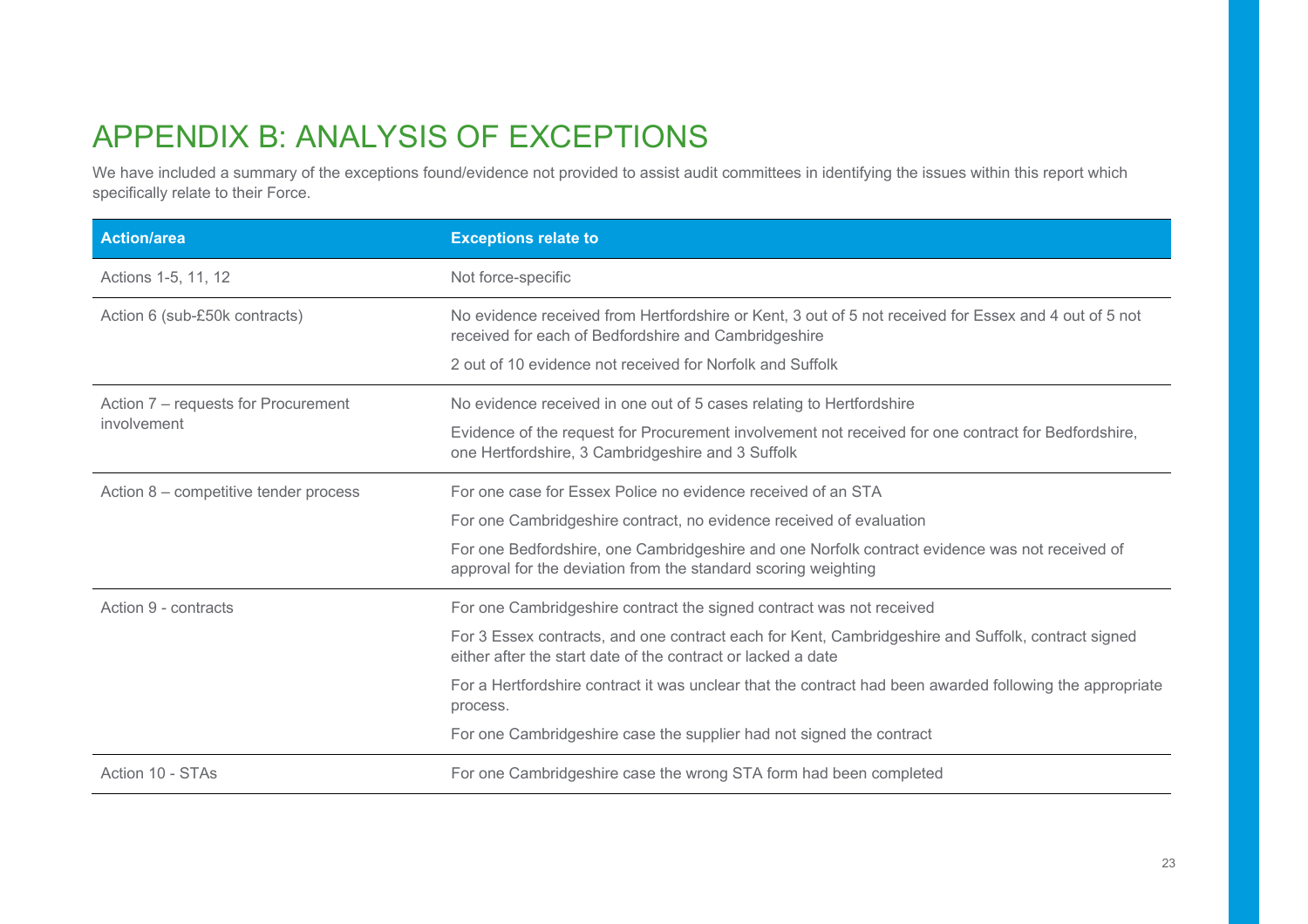# APPENDIX B: ANALYSIS OF EXCEPTIONS

We have included a summary of the exceptions found/evidence not provided to assist audit committees in identifying the issues within this report which specifically relate to their Force.

| Action/area | Exceptions relate to |
| --- | --- |
| Actions 1-5, 11, 12 | Not force-specific |
| Action 6 (sub-£50k contracts) | No evidence received from Hertfordshire or Kent, 3 out of 5 not received for Essex and 4 out of 5 not received for each of Bedfordshire and Cambridgeshire<br><br>2 out of 10 evidence not received for Norfolk and Suffolk |
| Action 7 – requests for Procurement involvement | No evidence received in one out of 5 cases relating to Hertfordshire<br><br>Evidence of the request for Procurement involvement not received for one contract for Bedfordshire, one Hertfordshire, 3 Cambridgeshire and 3 Suffolk |
| Action 8 – competitive tender process | For one case for Essex Police no evidence received of an STA<br><br>For one Cambridgeshire contract, no evidence received of evaluation<br><br>For one Bedfordshire, one Cambridgeshire and one Norfolk contract evidence was not received of approval for the deviation from the standard scoring weighting |
| Action 9 - contracts | For one Cambridgeshire contract the signed contract was not received<br><br>For 3 Essex contracts, and one contract each for Kent, Cambridgeshire and Suffolk, contract signed either after the start date of the contract or lacked a date<br><br>For a Hertfordshire contract it was unclear that the contract had been awarded following the appropriate process.<br><br>For one Cambridgeshire case the supplier had not signed the contract |
| Action 10 - STAs | For one Cambridgeshire case the wrong STA form had been completed |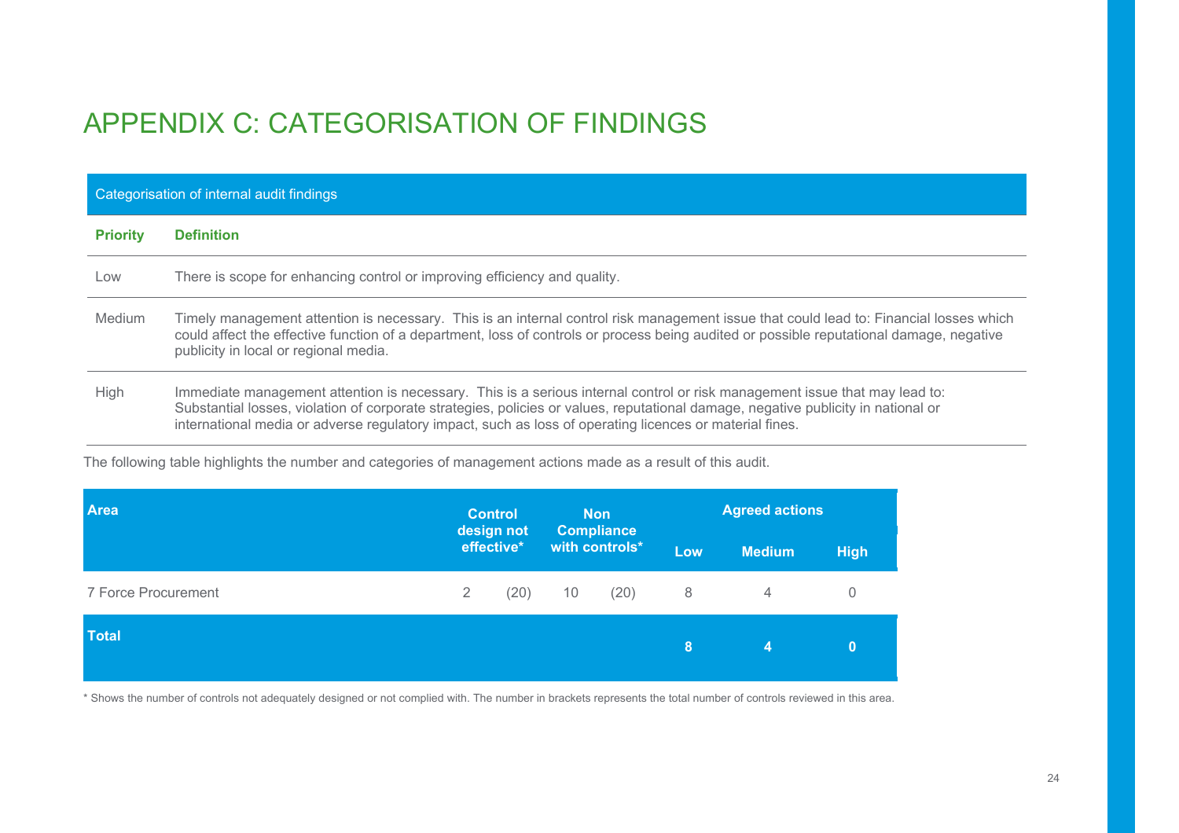# APPENDIX C: CATEGORISATION OF FINDINGS

| Categorisation of internal audit findings | |
|---|---|
| **Priority** | **Definition** |
| Low | There is scope for enhancing control or improving efficiency and quality. |
| Medium | Timely management attention is necessary. This is an internal control risk management issue that could lead to: Financial losses which could affect the effective function of a department, loss of controls or process being audited or possible reputational damage, negative publicity in local or regional media. |
| High | Immediate management attention is necessary. This is a serious internal control or risk management issue that may lead to: Substantial losses, violation of corporate strategies, policies or values, reputational damage, negative publicity in national or international media or adverse regulatory impact, such as loss of operating licences or material fines. |

The following table highlights the number and categories of management actions made as a result of this audit.

| Area | Control design not effective* | | Non Compliance with controls* | | Agreed actions | | |
|---|---|---|---|---|---|---|---|
| | | | | | Low | Medium | High |
| 7 Force Procurement | 2 | (20) | 10 | (20) | 8 | 4 | 0 |
| **Total** | | | | | **8** | **4** | **0** |

* Shows the number of controls not adequately designed or not complied with. The number in brackets represents the total number of controls reviewed in this area.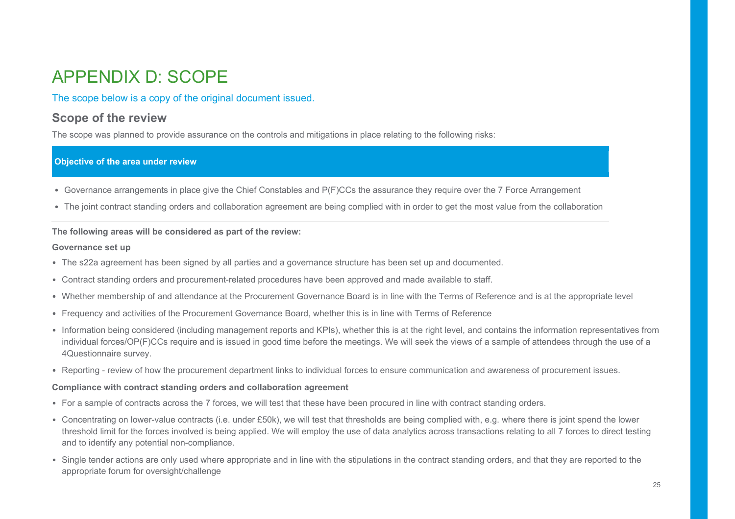# APPENDIX D: SCOPE

The scope below is a copy of the original document issued.

## Scope of the review

The scope was planned to provide assurance on the controls and mitigations in place relating to the following risks:

| Objective of the area under review |
| --- |
| • Governance arrangements in place give the Chief Constables and P(F)CCs the assurance they require over the 7 Force Arrangement<br>• The joint contract standing orders and collaboration agreement are being complied with in order to get the most value from the collaboration |

**The following areas will be considered as part of the review:**

**Governance set up**

- The s22a agreement has been signed by all parties and a governance structure has been set up and documented.
- Contract standing orders and procurement-related procedures have been approved and made available to staff.
- Whether membership of and attendance at the Procurement Governance Board is in line with the Terms of Reference and is at the appropriate level
- Frequency and activities of the Procurement Governance Board, whether this is in line with Terms of Reference
- Information being considered (including management reports and KPIs), whether this is at the right level, and contains the information representatives from individual forces/OP(F)CCs require and is issued in good time before the meetings. We will seek the views of a sample of attendees through the use of a 4Questionnaire survey.
- Reporting - review of how the procurement department links to individual forces to ensure communication and awareness of procurement issues.

**Compliance with contract standing orders and collaboration agreement**

- For a sample of contracts across the 7 forces, we will test that these have been procured in line with contract standing orders.
- Concentrating on lower-value contracts (i.e. under £50k), we will test that thresholds are being complied with, e.g. where there is joint spend the lower threshold limit for the forces involved is being applied. We will employ the use of data analytics across transactions relating to all 7 forces to direct testing and to identify any potential non-compliance.
- Single tender actions are only used where appropriate and in line with the stipulations in the contract standing orders, and that they are reported to the appropriate forum for oversight/challenge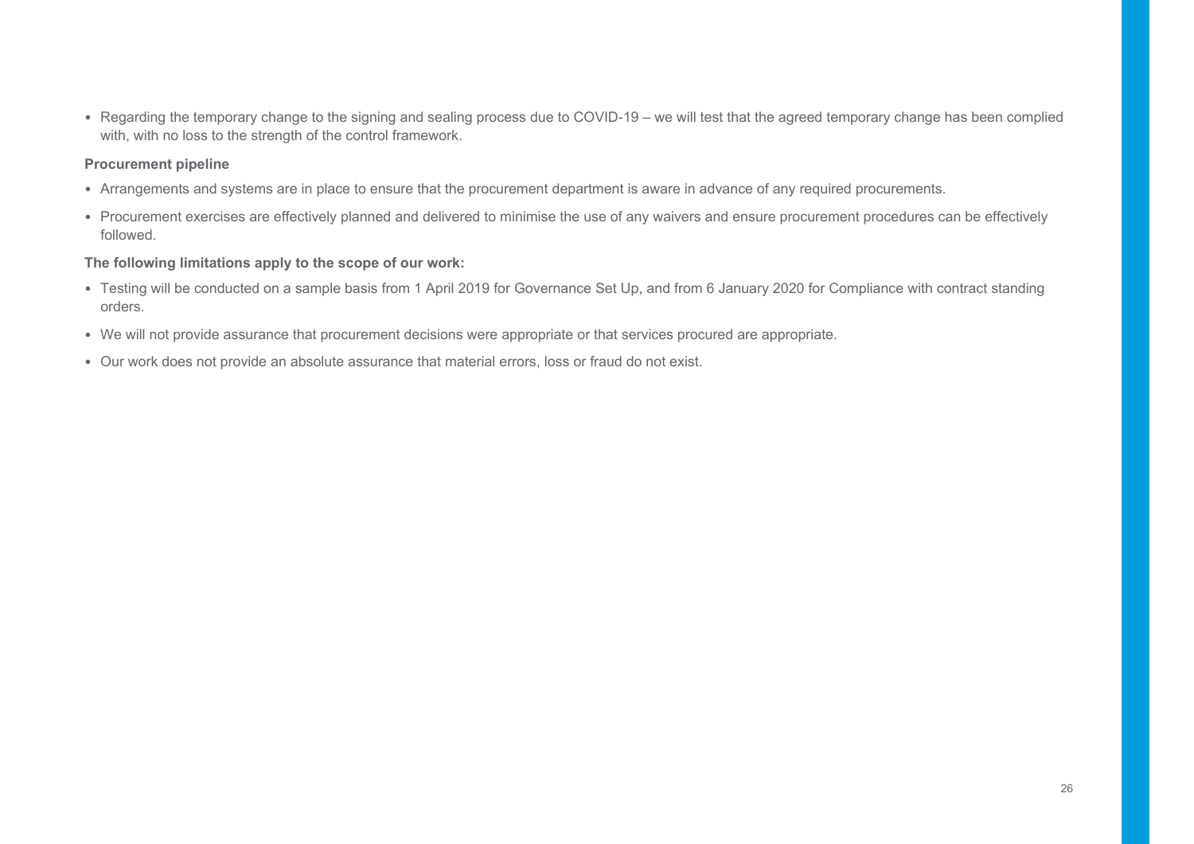- Regarding the temporary change to the signing and sealing process due to COVID-19 – we will test that the agreed temporary change has been complied with, with no loss to the strength of the control framework.

**Procurement pipeline**

- Arrangements and systems are in place to ensure that the procurement department is aware in advance of any required procurements.
- Procurement exercises are effectively planned and delivered to minimise the use of any waivers and ensure procurement procedures can be effectively followed.

**The following limitations apply to the scope of our work:**

- Testing will be conducted on a sample basis from 1 April 2019 for Governance Set Up, and from 6 January 2020 for Compliance with contract standing orders.
- We will not provide assurance that procurement decisions were appropriate or that services procured are appropriate.
- Our work does not provide an absolute assurance that material errors, loss or fraud do not exist.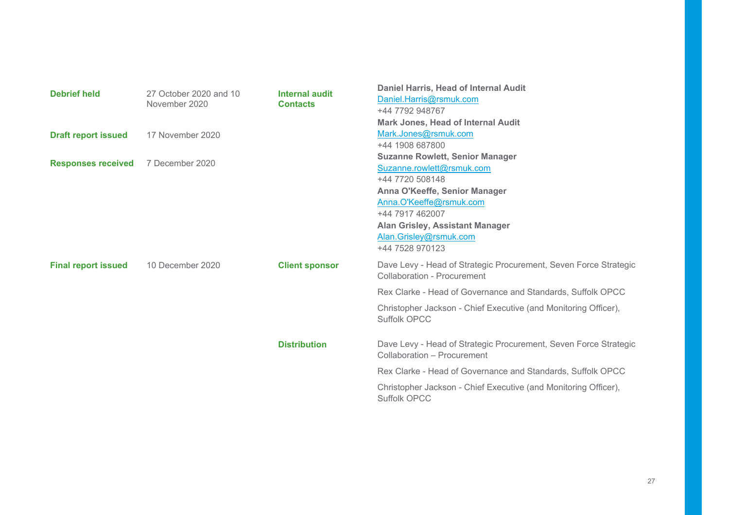| | | | |
|---|---|---|---|
| **Debrief held** | 27 October 2020 and 10 November 2020 | **Internal audit Contacts** | **Daniel Harris, Head of Internal Audit**<br>Daniel.Harris@rsmuk.com<br>+44 7792 948767<br>**Mark Jones, Head of Internal Audit**<br>Mark.Jones@rsmuk.com<br>+44 1908 687800<br>**Suzanne Rowlett, Senior Manager**<br>Suzanne.rowlett@rsmuk.com<br>+44 7720 508148<br>**Anna O'Keeffe, Senior Manager**<br>Anna.O'Keeffe@rsmuk.com<br>+44 7917 462007<br>**Alan Grisley, Assistant Manager**<br>Alan.Grisley@rsmuk.com<br>+44 7528 970123 |
| **Draft report issued** | 17 November 2020 | | |
| **Responses received** | 7 December 2020 | | |
| **Final report issued** | 10 December 2020 | **Client sponsor** | Dave Levy - Head of Strategic Procurement, Seven Force Strategic Collaboration - Procurement<br>Rex Clarke - Head of Governance and Standards, Suffolk OPCC<br>Christopher Jackson - Chief Executive (and Monitoring Officer), Suffolk OPCC |
| | | **Distribution** | Dave Levy - Head of Strategic Procurement, Seven Force Strategic Collaboration – Procurement<br>Rex Clarke - Head of Governance and Standards, Suffolk OPCC<br>Christopher Jackson - Chief Executive (and Monitoring Officer), Suffolk OPCC |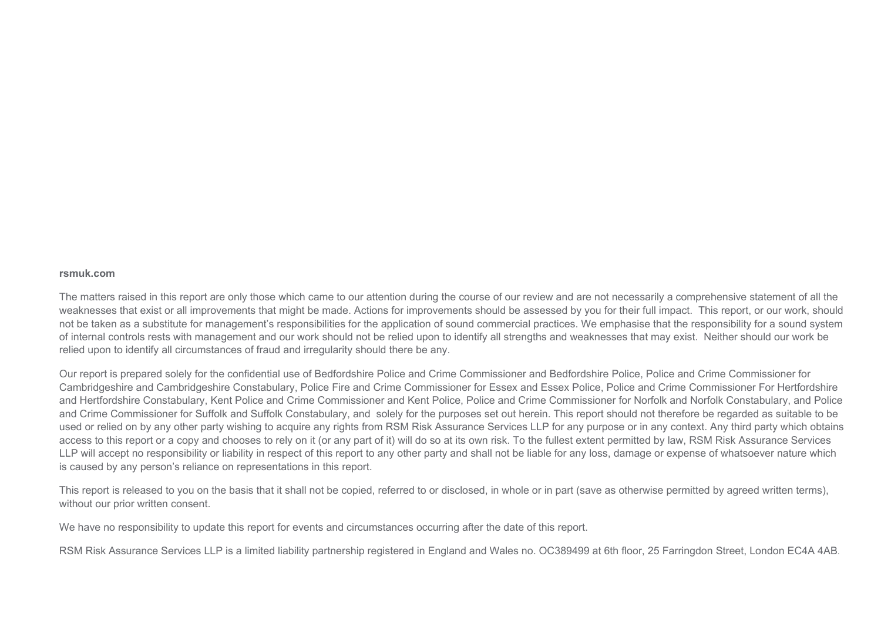**rsmuk.com**

The matters raised in this report are only those which came to our attention during the course of our review and are not necessarily a comprehensive statement of all the weaknesses that exist or all improvements that might be made. Actions for improvements should be assessed by you for their full impact. This report, or our work, should not be taken as a substitute for management's responsibilities for the application of sound commercial practices. We emphasise that the responsibility for a sound system of internal controls rests with management and our work should not be relied upon to identify all strengths and weaknesses that may exist. Neither should our work be relied upon to identify all circumstances of fraud and irregularity should there be any.

Our report is prepared solely for the confidential use of Bedfordshire Police and Crime Commissioner and Bedfordshire Police, Police and Crime Commissioner for Cambridgeshire and Cambridgeshire Constabulary, Police Fire and Crime Commissioner for Essex and Essex Police, Police and Crime Commissioner For Hertfordshire and Hertfordshire Constabulary, Kent Police and Crime Commissioner and Kent Police, Police and Crime Commissioner for Norfolk and Norfolk Constabulary, and Police and Crime Commissioner for Suffolk and Suffolk Constabulary, and solely for the purposes set out herein. This report should not therefore be regarded as suitable to be used or relied on by any other party wishing to acquire any rights from RSM Risk Assurance Services LLP for any purpose or in any context. Any third party which obtains access to this report or a copy and chooses to rely on it (or any part of it) will do so at its own risk. To the fullest extent permitted by law, RSM Risk Assurance Services LLP will accept no responsibility or liability in respect of this report to any other party and shall not be liable for any loss, damage or expense of whatsoever nature which is caused by any person's reliance on representations in this report.

This report is released to you on the basis that it shall not be copied, referred to or disclosed, in whole or in part (save as otherwise permitted by agreed written terms), without our prior written consent.

We have no responsibility to update this report for events and circumstances occurring after the date of this report.

RSM Risk Assurance Services LLP is a limited liability partnership registered in England and Wales no. OC389499 at 6th floor, 25 Farringdon Street, London EC4A 4AB.